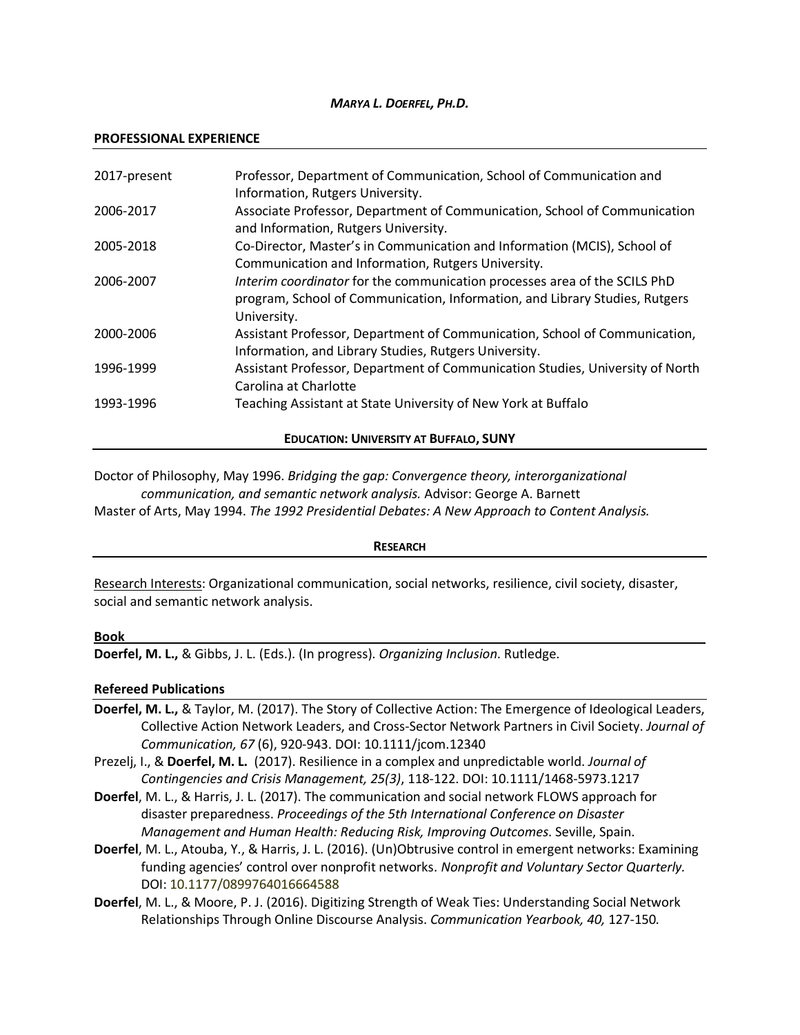# *MARYA L. DOERFEL, PH.D.*

## PROFESSIONAL EXPERIENCE

| | |
|---|---|
| 2017-present | Professor, Department of Communication, School of Communication and Information, Rutgers University. |
| 2006-2017 | Associate Professor, Department of Communication, School of Communication and Information, Rutgers University. |
| 2005-2018 | Co-Director, Master's in Communication and Information (MCIS), School of Communication and Information, Rutgers University. |
| 2006-2007 | *Interim coordinator* for the communication processes area of the SCILS PhD program, School of Communication, Information, and Library Studies, Rutgers University. |
| 2000-2006 | Assistant Professor, Department of Communication, School of Communication, Information, and Library Studies, Rutgers University. |
| 1996-1999 | Assistant Professor, Department of Communication Studies, University of North Carolina at Charlotte |
| 1993-1996 | Teaching Assistant at State University of New York at Buffalo |

## EDUCATION: UNIVERSITY AT BUFFALO, SUNY

Doctor of Philosophy, May 1996. *Bridging the gap: Convergence theory, interorganizational communication, and semantic network analysis.* Advisor: George A. Barnett

Master of Arts, May 1994. *The 1992 Presidential Debates: A New Approach to Content Analysis.*

## RESEARCH

Research Interests: Organizational communication, social networks, resilience, civil society, disaster, social and semantic network analysis.

### Book

**Doerfel, M. L.,** & Gibbs, J. L. (Eds.). (In progress). *Organizing Inclusion*. Rutledge.

### Refereed Publications

**Doerfel, M. L.,** & Taylor, M. (2017). The Story of Collective Action: The Emergence of Ideological Leaders, Collective Action Network Leaders, and Cross-Sector Network Partners in Civil Society. *Journal of Communication, 67* (6), 920-943. DOI: 10.1111/jcom.12340

Prezelj, I., & **Doerfel, M. L.** (2017). Resilience in a complex and unpredictable world. *Journal of Contingencies and Crisis Management, 25(3)*, 118-122. DOI: 10.1111/1468-5973.1217

**Doerfel**, M. L., & Harris, J. L. (2017). The communication and social network FLOWS approach for disaster preparedness. *Proceedings of the 5th International Conference on Disaster Management and Human Health: Reducing Risk, Improving Outcomes*. Seville, Spain.

**Doerfel**, M. L., Atouba, Y., & Harris, J. L. (2016). (Un)Obtrusive control in emergent networks: Examining funding agencies' control over nonprofit networks. *Nonprofit and Voluntary Sector Quarterly.* DOI: 10.1177/0899764016664588

**Doerfel**, M. L., & Moore, P. J. (2016). Digitizing Strength of Weak Ties: Understanding Social Network Relationships Through Online Discourse Analysis. *Communication Yearbook, 40,* 127-150.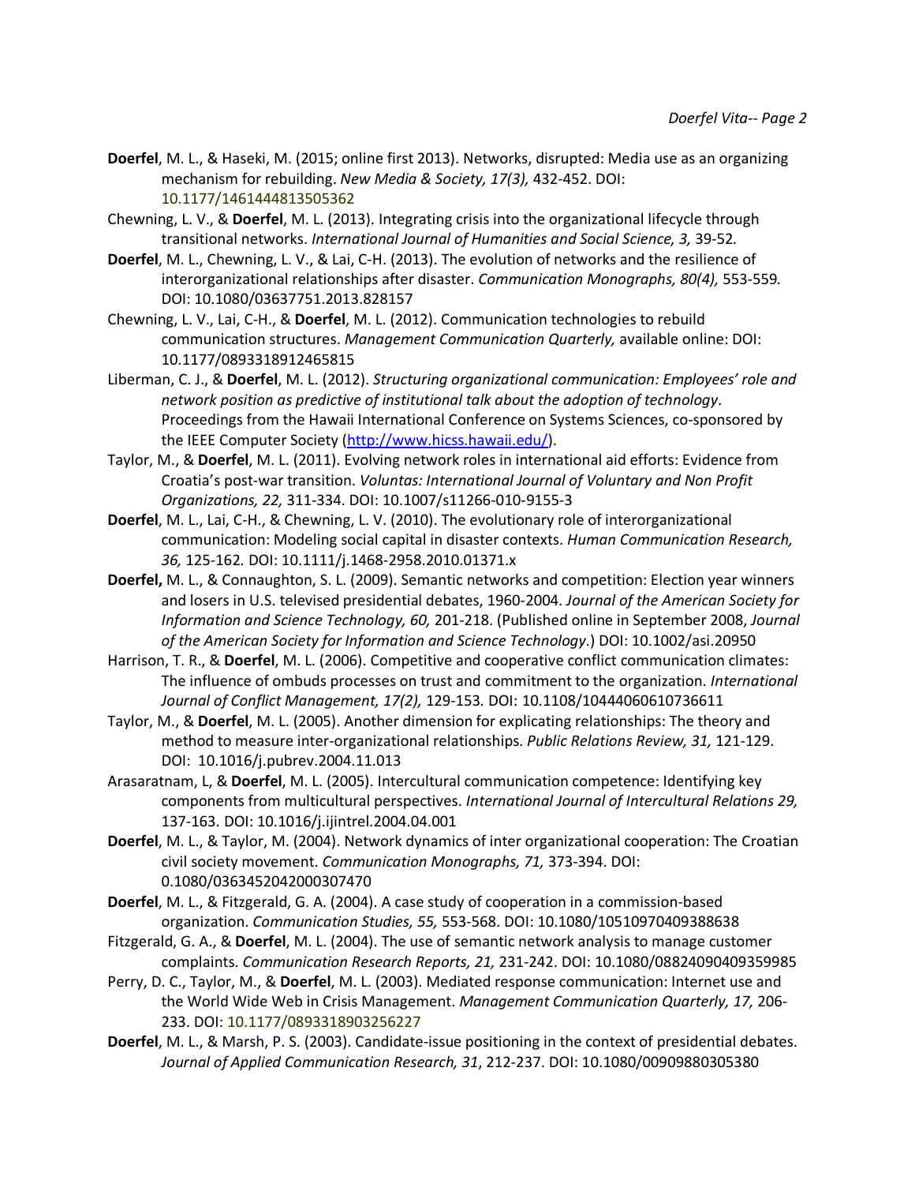**Doerfel**, M. L., & Haseki, M. (2015; online first 2013). Networks, disrupted: Media use as an organizing mechanism for rebuilding. *New Media & Society, 17(3),* 432-452. DOI: 10.1177/1461444813505362

Chewning, L. V., & **Doerfel**, M. L. (2013). Integrating crisis into the organizational lifecycle through transitional networks. *International Journal of Humanities and Social Science, 3,* 39-52.

**Doerfel**, M. L., Chewning, L. V., & Lai, C-H. (2013). The evolution of networks and the resilience of interorganizational relationships after disaster. *Communication Monographs, 80(4),* 553-559. DOI: 10.1080/03637751.2013.828157

Chewning, L. V., Lai, C-H., & **Doerfel**, M. L. (2012). Communication technologies to rebuild communication structures. *Management Communication Quarterly,* available online: DOI: 10.1177/0893318912465815

Liberman, C. J., & **Doerfel**, M. L. (2012). *Structuring organizational communication: Employees' role and network position as predictive of institutional talk about the adoption of technology*. Proceedings from the Hawaii International Conference on Systems Sciences, co-sponsored by the IEEE Computer Society (http://www.hicss.hawaii.edu/).

Taylor, M., & **Doerfel**, M. L. (2011). Evolving network roles in international aid efforts: Evidence from Croatia's post-war transition. *Voluntas: International Journal of Voluntary and Non Profit Organizations, 22,* 311-334. DOI: 10.1007/s11266-010-9155-3

**Doerfel**, M. L., Lai, C-H., & Chewning, L. V. (2010). The evolutionary role of interorganizational communication: Modeling social capital in disaster contexts. *Human Communication Research, 36,* 125-162. DOI: 10.1111/j.1468-2958.2010.01371.x

**Doerfel,** M. L., & Connaughton, S. L. (2009). Semantic networks and competition: Election year winners and losers in U.S. televised presidential debates, 1960-2004. *Journal of the American Society for Information and Science Technology, 60,* 201-218. (Published online in September 2008, *Journal of the American Society for Information and Science Technology*.) DOI: 10.1002/asi.20950

Harrison, T. R., & **Doerfel**, M. L. (2006). Competitive and cooperative conflict communication climates: The influence of ombuds processes on trust and commitment to the organization. *International Journal of Conflict Management, 17(2),* 129-153. DOI: 10.1108/10444060610736611

Taylor, M., & **Doerfel**, M. L. (2005). Another dimension for explicating relationships: The theory and method to measure inter-organizational relationships. *Public Relations Review, 31,* 121-129. DOI: 10.1016/j.pubrev.2004.11.013

Arasaratnam, L, & **Doerfel**, M. L. (2005). Intercultural communication competence: Identifying key components from multicultural perspectives. *International Journal of Intercultural Relations 29,* 137-163. DOI: 10.1016/j.ijintrel.2004.04.001

**Doerfel**, M. L., & Taylor, M. (2004). Network dynamics of inter organizational cooperation: The Croatian civil society movement. *Communication Monographs, 71,* 373-394. DOI: 0.1080/0363452042000307470

**Doerfel**, M. L., & Fitzgerald, G. A. (2004). A case study of cooperation in a commission-based organization. *Communication Studies, 55,* 553-568. DOI: 10.1080/10510970409388638

Fitzgerald, G. A., & **Doerfel**, M. L. (2004). The use of semantic network analysis to manage customer complaints. *Communication Research Reports, 21,* 231-242. DOI: 10.1080/08824090409359985

Perry, D. C., Taylor, M., & **Doerfel**, M. L. (2003). Mediated response communication: Internet use and the World Wide Web in Crisis Management. *Management Communication Quarterly, 17,* 206-233. DOI: 10.1177/0893318903256227

**Doerfel**, M. L., & Marsh, P. S. (2003). Candidate-issue positioning in the context of presidential debates. *Journal of Applied Communication Research, 31*, 212-237. DOI: 10.1080/00909880305380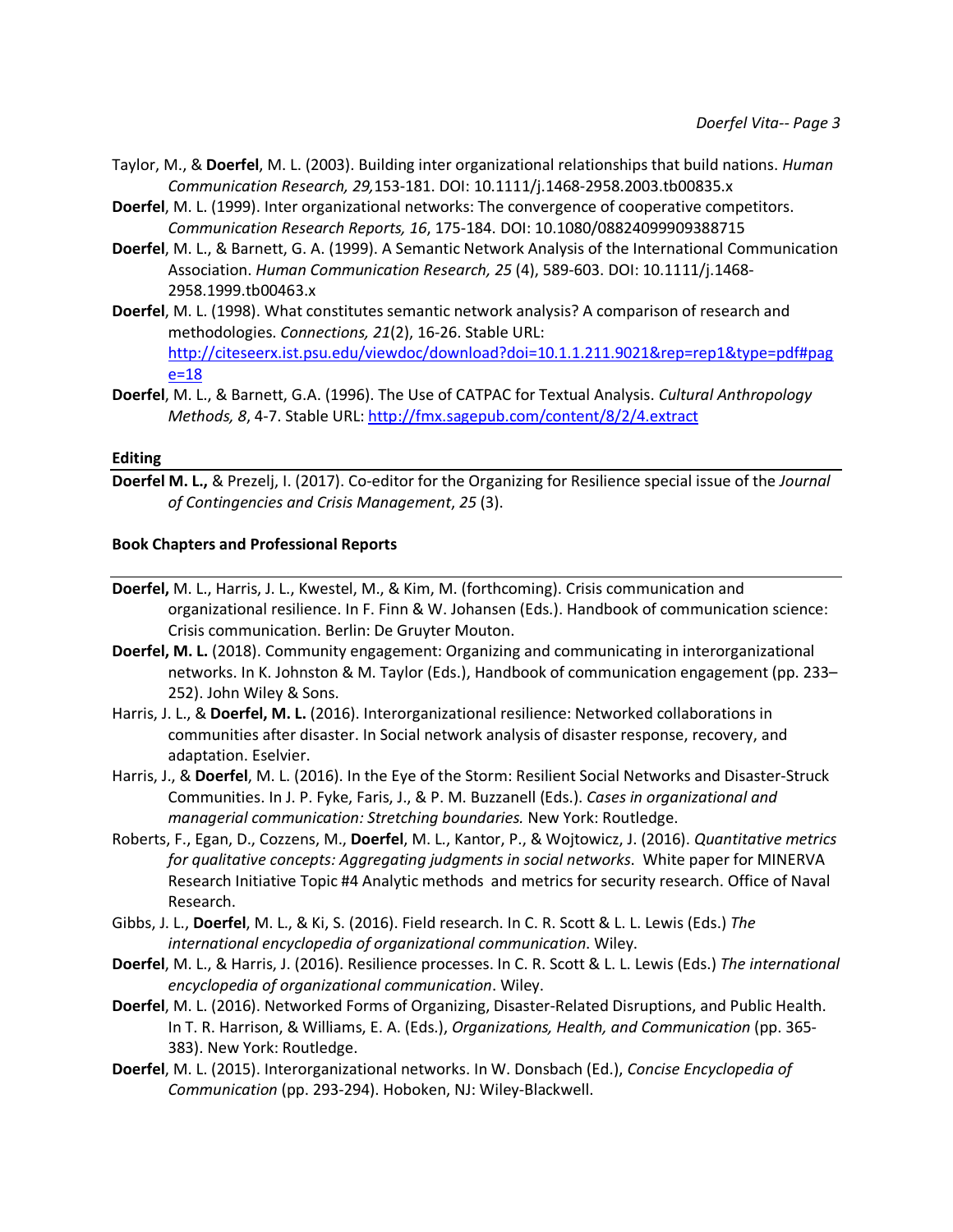Taylor, M., & **Doerfel**, M. L. (2003). Building inter organizational relationships that build nations. *Human Communication Research, 29,*153-181. DOI: 10.1111/j.1468-2958.2003.tb00835.x

**Doerfel**, M. L. (1999). Inter organizational networks: The convergence of cooperative competitors. *Communication Research Reports, 16*, 175-184. DOI: 10.1080/08824099909388715

**Doerfel**, M. L., & Barnett, G. A. (1999). A Semantic Network Analysis of the International Communication Association. *Human Communication Research, 25* (4), 589-603. DOI: 10.1111/j.1468-2958.1999.tb00463.x

**Doerfel**, M. L. (1998). What constitutes semantic network analysis? A comparison of research and methodologies. *Connections, 21*(2), 16-26. Stable URL: http://citeseerx.ist.psu.edu/viewdoc/download?doi=10.1.1.211.9021&rep=rep1&type=pdf#page=18

**Doerfel**, M. L., & Barnett, G.A. (1996). The Use of CATPAC for Textual Analysis. *Cultural Anthropology Methods, 8*, 4-7. Stable URL: http://fmx.sagepub.com/content/8/2/4.extract

**Editing**

**Doerfel M. L.,** & Prezelj, I. (2017). Co-editor for the Organizing for Resilience special issue of the *Journal of Contingencies and Crisis Management*, *25* (3).

**Book Chapters and Professional Reports**

**Doerfel,** M. L., Harris, J. L., Kwestel, M., & Kim, M. (forthcoming). Crisis communication and organizational resilience. In F. Finn & W. Johansen (Eds.). Handbook of communication science: Crisis communication. Berlin: De Gruyter Mouton.

**Doerfel, M. L.** (2018). Community engagement: Organizing and communicating in interorganizational networks. In K. Johnston & M. Taylor (Eds.), Handbook of communication engagement (pp. 233–252). John Wiley & Sons.

Harris, J. L., & **Doerfel, M. L.** (2016). Interorganizational resilience: Networked collaborations in communities after disaster. In Social network analysis of disaster response, recovery, and adaptation. Eselvier.

Harris, J., & **Doerfel**, M. L. (2016). In the Eye of the Storm: Resilient Social Networks and Disaster-Struck Communities. In J. P. Fyke, Faris, J., & P. M. Buzzanell (Eds.). *Cases in organizational and managerial communication: Stretching boundaries.* New York: Routledge.

Roberts, F., Egan, D., Cozzens, M., **Doerfel**, M. L., Kantor, P., & Wojtowicz, J. (2016). *Quantitative metrics for qualitative concepts: Aggregating judgments in social networks*. White paper for MINERVA Research Initiative Topic #4 Analytic methods and metrics for security research. Office of Naval Research.

Gibbs, J. L., **Doerfel**, M. L., & Ki, S. (2016). Field research. In C. R. Scott & L. L. Lewis (Eds.) *The international encyclopedia of organizational communication*. Wiley.

**Doerfel**, M. L., & Harris, J. (2016). Resilience processes. In C. R. Scott & L. L. Lewis (Eds.) *The international encyclopedia of organizational communication*. Wiley.

**Doerfel**, M. L. (2016). Networked Forms of Organizing, Disaster-Related Disruptions, and Public Health. In T. R. Harrison, & Williams, E. A. (Eds.), *Organizations, Health, and Communication* (pp. 365-383). New York: Routledge.

**Doerfel**, M. L. (2015). Interorganizational networks. In W. Donsbach (Ed.), *Concise Encyclopedia of Communication* (pp. 293-294). Hoboken, NJ: Wiley-Blackwell.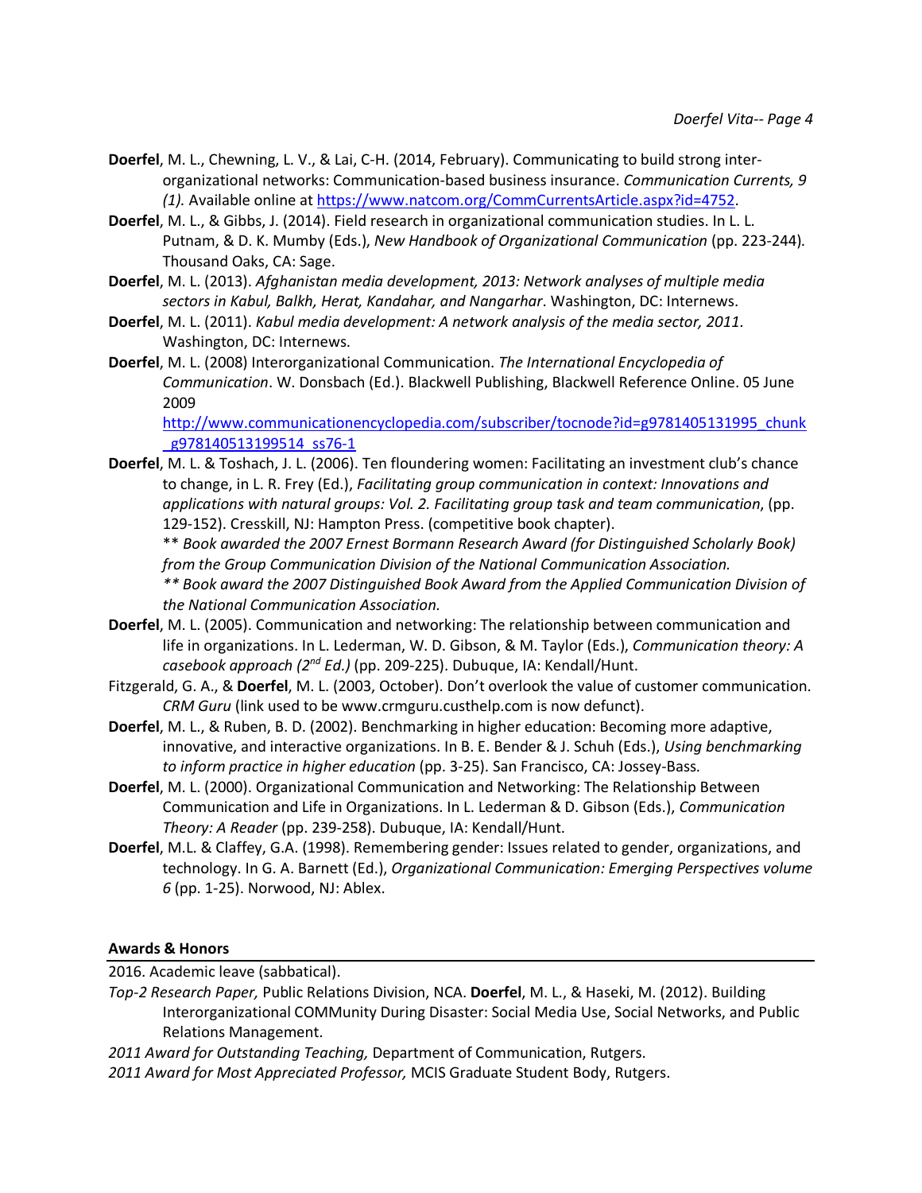**Doerfel**, M. L., Chewning, L. V., & Lai, C-H. (2014, February). Communicating to build strong inter-organizational networks: Communication-based business insurance. *Communication Currents, 9 (1).* Available online at https://www.natcom.org/CommCurrentsArticle.aspx?id=4752.

**Doerfel**, M. L., & Gibbs, J. (2014). Field research in organizational communication studies. In L. L. Putnam, & D. K. Mumby (Eds.), *New Handbook of Organizational Communication* (pp. 223-244). Thousand Oaks, CA: Sage.

**Doerfel**, M. L. (2013). *Afghanistan media development, 2013: Network analyses of multiple media sectors in Kabul, Balkh, Herat, Kandahar, and Nangarhar*. Washington, DC: Internews.

**Doerfel**, M. L. (2011). *Kabul media development: A network analysis of the media sector, 2011*. Washington, DC: Internews.

**Doerfel**, M. L. (2008) Interorganizational Communication. *The International Encyclopedia of Communication*. W. Donsbach (Ed.). Blackwell Publishing, Blackwell Reference Online. 05 June 2009 http://www.communicationencyclopedia.com/subscriber/tocnode?id=g9781405131995_chunk_g978140513199514_ss76-1

**Doerfel**, M. L. & Toshach, J. L. (2006). Ten floundering women: Facilitating an investment club's chance to change, in L. R. Frey (Ed.), *Facilitating group communication in context: Innovations and applications with natural groups: Vol. 2. Facilitating group task and team communication*, (pp. 129-152). Cresskill, NJ: Hampton Press. (competitive book chapter).
\*\* *Book awarded the 2007 Ernest Bormann Research Award (for Distinguished Scholarly Book) from the Group Communication Division of the National Communication Association.*
*\*\* Book award the 2007 Distinguished Book Award from the Applied Communication Division of the National Communication Association.*

**Doerfel**, M. L. (2005). Communication and networking: The relationship between communication and life in organizations. In L. Lederman, W. D. Gibson, & M. Taylor (Eds.), *Communication theory: A casebook approach (2nd Ed.)* (pp. 209-225). Dubuque, IA: Kendall/Hunt.

Fitzgerald, G. A., & **Doerfel**, M. L. (2003, October). Don't overlook the value of customer communication. *CRM Guru* (link used to be www.crmguru.custhelp.com is now defunct).

**Doerfel**, M. L., & Ruben, B. D. (2002). Benchmarking in higher education: Becoming more adaptive, innovative, and interactive organizations. In B. E. Bender & J. Schuh (Eds.), *Using benchmarking to inform practice in higher education* (pp. 3-25). San Francisco, CA: Jossey-Bass.

**Doerfel**, M. L. (2000). Organizational Communication and Networking: The Relationship Between Communication and Life in Organizations. In L. Lederman & D. Gibson (Eds.), *Communication Theory: A Reader* (pp. 239-258). Dubuque, IA: Kendall/Hunt.

**Doerfel**, M.L. & Claffey, G.A. (1998). Remembering gender: Issues related to gender, organizations, and technology. In G. A. Barnett (Ed.), *Organizational Communication: Emerging Perspectives volume 6* (pp. 1-25). Norwood, NJ: Ablex.

**Awards & Honors**

2016. Academic leave (sabbatical).

*Top-2 Research Paper,* Public Relations Division, NCA. **Doerfel**, M. L., & Haseki, M. (2012). Building Interorganizational COMMunity During Disaster: Social Media Use, Social Networks, and Public Relations Management.

*2011 Award for Outstanding Teaching,* Department of Communication, Rutgers.

*2011 Award for Most Appreciated Professor,* MCIS Graduate Student Body, Rutgers.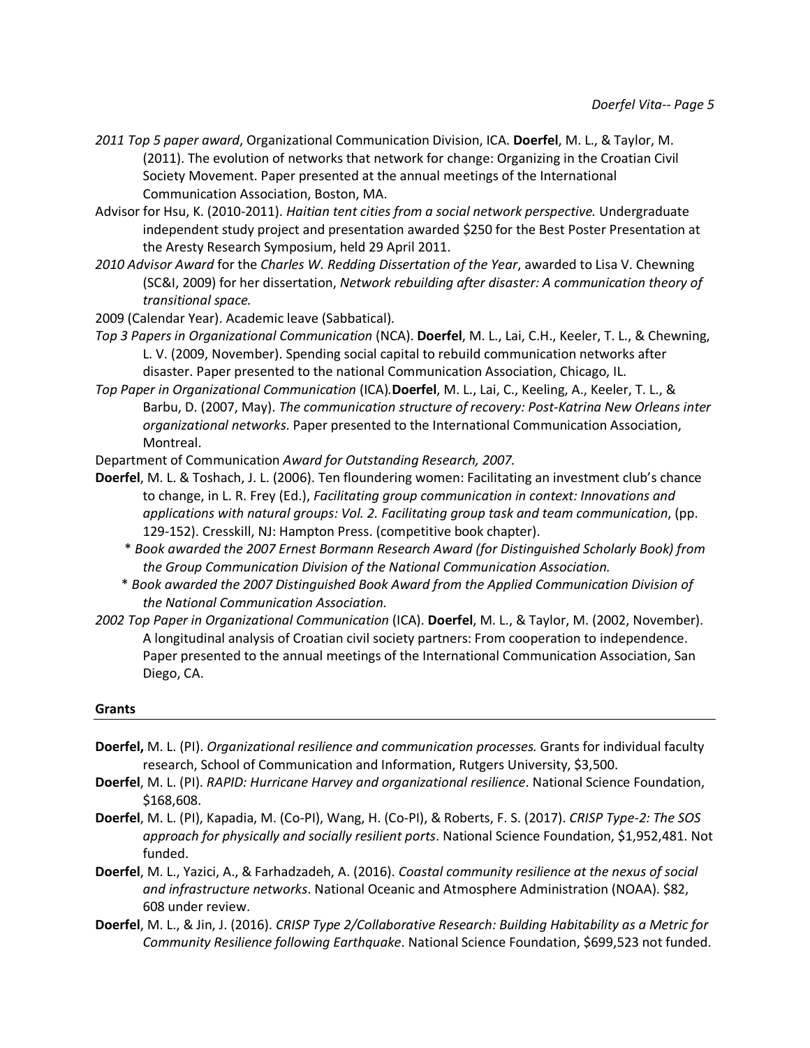*2011 Top 5 paper award*, Organizational Communication Division, ICA. **Doerfel**, M. L., & Taylor, M. (2011). The evolution of networks that network for change: Organizing in the Croatian Civil Society Movement. Paper presented at the annual meetings of the International Communication Association, Boston, MA.

Advisor for Hsu, K. (2010-2011). *Haitian tent cities from a social network perspective.* Undergraduate independent study project and presentation awarded $250 for the Best Poster Presentation at the Aresty Research Symposium, held 29 April 2011.

*2010 Advisor Award* for the *Charles W. Redding Dissertation of the Year*, awarded to Lisa V. Chewning (SC&I, 2009) for her dissertation, *Network rebuilding after disaster: A communication theory of transitional space.*

2009 (Calendar Year). Academic leave (Sabbatical).

*Top 3 Papers in Organizational Communication* (NCA). **Doerfel**, M. L., Lai, C.H., Keeler, T. L., & Chewning, L. V. (2009, November). Spending social capital to rebuild communication networks after disaster. Paper presented to the national Communication Association, Chicago, IL.

*Top Paper in Organizational Communication* (ICA)*.* **Doerfel**, M. L., Lai, C., Keeling, A., Keeler, T. L., & Barbu, D. (2007, May). *The communication structure of recovery: Post-Katrina New Orleans inter organizational networks*. Paper presented to the International Communication Association, Montreal.

Department of Communication *Award for Outstanding Research, 2007.*

**Doerfel**, M. L. & Toshach, J. L. (2006). Ten floundering women: Facilitating an investment club's chance to change, in L. R. Frey (Ed.), *Facilitating group communication in context: Innovations and applications with natural groups: Vol. 2. Facilitating group task and team communication*, (pp. 129-152). Cresskill, NJ: Hampton Press. (competitive book chapter).

* *Book awarded the 2007 Ernest Bormann Research Award (for Distinguished Scholarly Book) from the Group Communication Division of the National Communication Association.*

* *Book awarded the 2007 Distinguished Book Award from the Applied Communication Division of the National Communication Association.*

*2002 Top Paper in Organizational Communication* (ICA). **Doerfel**, M. L., & Taylor, M. (2002, November). A longitudinal analysis of Croatian civil society partners: From cooperation to independence. Paper presented to the annual meetings of the International Communication Association, San Diego, CA.

## Grants

**Doerfel,** M. L. (PI). *Organizational resilience and communication processes.* Grants for individual faculty research, School of Communication and Information, Rutgers University, $3,500.

**Doerfel**, M. L. (PI). *RAPID: Hurricane Harvey and organizational resilience*. National Science Foundation, $168,608.

**Doerfel**, M. L. (PI), Kapadia, M. (Co-PI), Wang, H. (Co-PI), & Roberts, F. S. (2017). *CRISP Type-2: The SOS approach for physically and socially resilient ports*. National Science Foundation, $1,952,481. Not funded.

**Doerfel**, M. L., Yazici, A., & Farhadzadeh, A. (2016). *Coastal community resilience at the nexus of social and infrastructure networks*. National Oceanic and Atmosphere Administration (NOAA). $82, 608 under review.

**Doerfel**, M. L., & Jin, J. (2016). *CRISP Type 2/Collaborative Research: Building Habitability as a Metric for Community Resilience following Earthquake*. National Science Foundation, $699,523 not funded.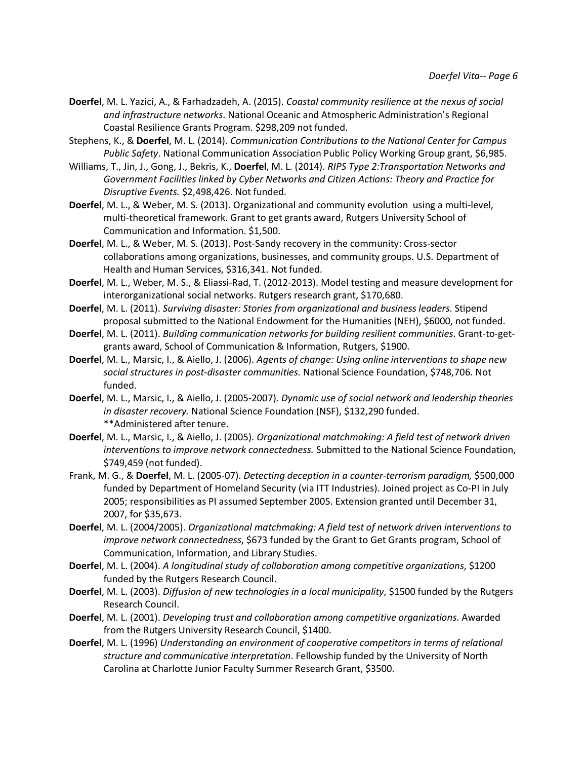**Doerfel**, M. L. Yazici, A., & Farhadzadeh, A. (2015). *Coastal community resilience at the nexus of social and infrastructure networks*. National Oceanic and Atmospheric Administration's Regional Coastal Resilience Grants Program. $298,209 not funded.

Stephens, K., & **Doerfel**, M. L. (2014). *Communication Contributions to the National Center for Campus Public Safety*. National Communication Association Public Policy Working Group grant, $6,985.

Williams, T., Jin, J., Gong, J., Bekris, K., **Doerfel**, M. L. (2014). *RIPS Type 2:Transportation Networks and Government Facilities linked by Cyber Networks and Citizen Actions: Theory and Practice for Disruptive Events.* $2,498,426. Not funded.

**Doerfel**, M. L., & Weber, M. S. (2013). Organizational and community evolution using a multi-level, multi-theoretical framework. Grant to get grants award, Rutgers University School of Communication and Information. $1,500.

**Doerfel**, M. L., & Weber, M. S. (2013). Post-Sandy recovery in the community: Cross-sector collaborations among organizations, businesses, and community groups. U.S. Department of Health and Human Services, $316,341. Not funded.

**Doerfel**, M. L., Weber, M. S., & Eliassi-Rad, T. (2012-2013). Model testing and measure development for interorganizational social networks. Rutgers research grant, $170,680.

**Doerfel**, M. L. (2011). *Surviving disaster: Stories from organizational and business leaders*. Stipend proposal submitted to the National Endowment for the Humanities (NEH), $6000, not funded.

**Doerfel**, M. L. (2011). *Building communication networks for building resilient communities*. Grant-to-get-grants award, School of Communication & Information, Rutgers, $1900.

**Doerfel**, M. L., Marsic, I., & Aiello, J. (2006). *Agents of change: Using online interventions to shape new social structures in post-disaster communities.* National Science Foundation, $748,706. Not funded.

**Doerfel**, M. L., Marsic, I., & Aiello, J. (2005-2007). *Dynamic use of social network and leadership theories in disaster recovery.* National Science Foundation (NSF), $132,290 funded.
**Administered after tenure.

**Doerfel**, M. L., Marsic, I., & Aiello, J. (2005). *Organizational matchmaking: A field test of network driven interventions to improve network connectedness.* Submitted to the National Science Foundation, $749,459 (not funded).

Frank, M. G., & **Doerfel**, M. L. (2005-07). *Detecting deception in a counter-terrorism paradigm,* $500,000 funded by Department of Homeland Security (via ITT Industries). Joined project as Co-PI in July 2005; responsibilities as PI assumed September 2005. Extension granted until December 31, 2007, for $35,673.

**Doerfel**, M. L. (2004/2005). *Organizational matchmaking: A field test of network driven interventions to improve network connectedness*, $673 funded by the Grant to Get Grants program, School of Communication, Information, and Library Studies.

**Doerfel**, M. L. (2004). *A longitudinal study of collaboration among competitive organizations*, $1200 funded by the Rutgers Research Council.

**Doerfel**, M. L. (2003). *Diffusion of new technologies in a local municipality*, $1500 funded by the Rutgers Research Council.

**Doerfel**, M. L. (2001). *Developing trust and collaboration among competitive organizations*. Awarded from the Rutgers University Research Council, $1400.

**Doerfel**, M. L. (1996) *Understanding an environment of cooperative competitors in terms of relational structure and communicative interpretation*. Fellowship funded by the University of North Carolina at Charlotte Junior Faculty Summer Research Grant, $3500.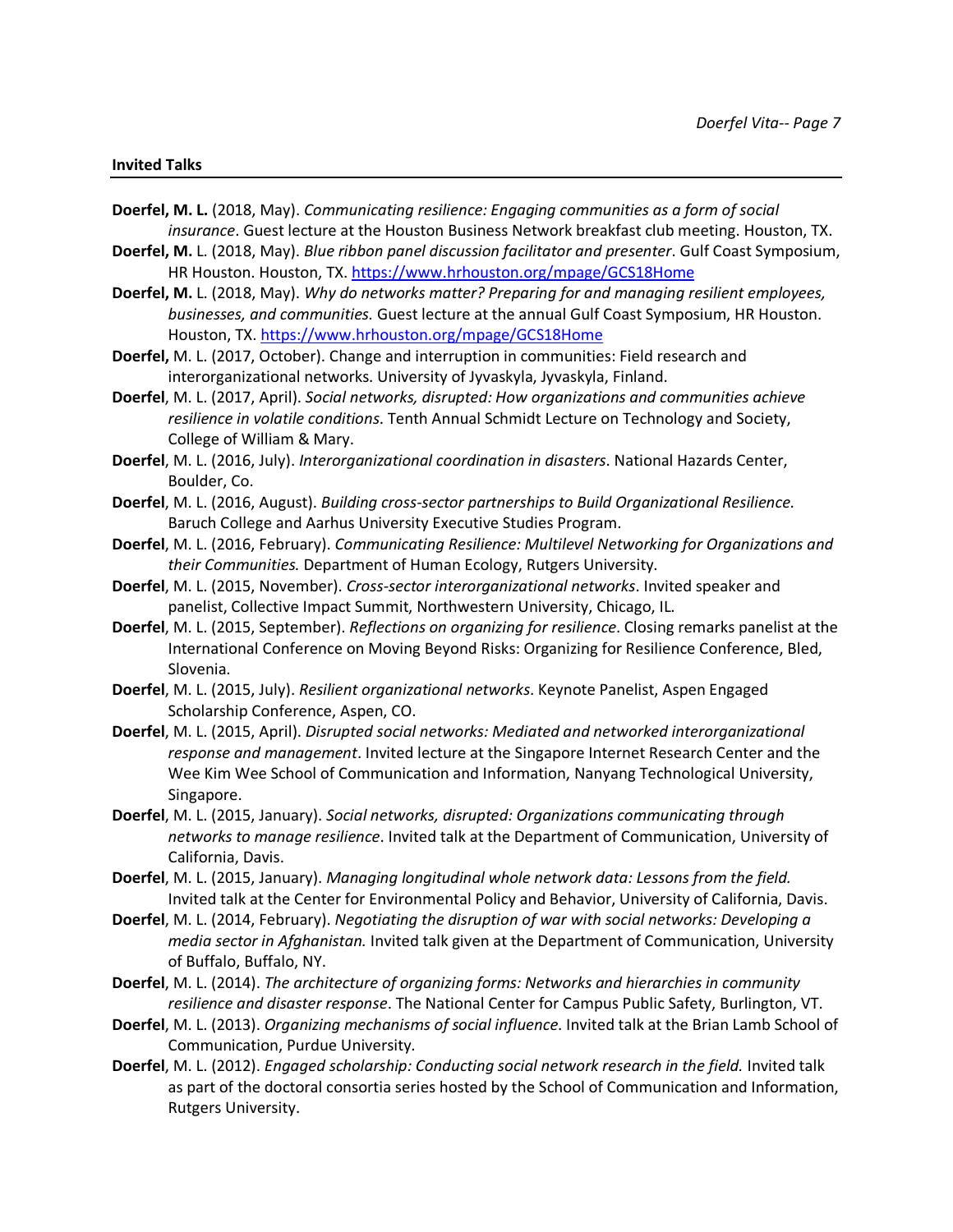## Invited Talks

**Doerfel, M. L.** (2018, May). *Communicating resilience: Engaging communities as a form of social insurance*. Guest lecture at the Houston Business Network breakfast club meeting. Houston, TX.

**Doerfel, M.** L. (2018, May). *Blue ribbon panel discussion facilitator and presenter*. Gulf Coast Symposium, HR Houston. Houston, TX. https://www.hrhouston.org/mpage/GCS18Home

**Doerfel, M.** L. (2018, May). *Why do networks matter? Preparing for and managing resilient employees, businesses, and communities.* Guest lecture at the annual Gulf Coast Symposium, HR Houston. Houston, TX. https://www.hrhouston.org/mpage/GCS18Home

**Doerfel,** M. L. (2017, October). Change and interruption in communities: Field research and interorganizational networks. University of Jyvaskyla, Jyvaskyla, Finland.

**Doerfel**, M. L. (2017, April). *Social networks, disrupted: How organizations and communities achieve resilience in volatile conditions*. Tenth Annual Schmidt Lecture on Technology and Society, College of William & Mary.

**Doerfel**, M. L. (2016, July). *Interorganizational coordination in disasters*. National Hazards Center, Boulder, Co.

**Doerfel**, M. L. (2016, August). *Building cross-sector partnerships to Build Organizational Resilience.* Baruch College and Aarhus University Executive Studies Program.

**Doerfel**, M. L. (2016, February). *Communicating Resilience: Multilevel Networking for Organizations and their Communities.* Department of Human Ecology, Rutgers University.

**Doerfel**, M. L. (2015, November). *Cross-sector interorganizational networks*. Invited speaker and panelist, Collective Impact Summit, Northwestern University, Chicago, IL.

**Doerfel**, M. L. (2015, September). *Reflections on organizing for resilience*. Closing remarks panelist at the International Conference on Moving Beyond Risks: Organizing for Resilience Conference, Bled, Slovenia.

**Doerfel**, M. L. (2015, July). *Resilient organizational networks*. Keynote Panelist, Aspen Engaged Scholarship Conference, Aspen, CO.

**Doerfel**, M. L. (2015, April). *Disrupted social networks: Mediated and networked interorganizational response and management*. Invited lecture at the Singapore Internet Research Center and the Wee Kim Wee School of Communication and Information, Nanyang Technological University, Singapore.

**Doerfel**, M. L. (2015, January). *Social networks, disrupted: Organizations communicating through networks to manage resilience*. Invited talk at the Department of Communication, University of California, Davis.

**Doerfel**, M. L. (2015, January). *Managing longitudinal whole network data: Lessons from the field.* Invited talk at the Center for Environmental Policy and Behavior, University of California, Davis.

**Doerfel**, M. L. (2014, February). *Negotiating the disruption of war with social networks: Developing a media sector in Afghanistan.* Invited talk given at the Department of Communication, University of Buffalo, Buffalo, NY.

**Doerfel**, M. L. (2014). *The architecture of organizing forms: Networks and hierarchies in community resilience and disaster response*. The National Center for Campus Public Safety, Burlington, VT.

**Doerfel**, M. L. (2013). *Organizing mechanisms of social influence*. Invited talk at the Brian Lamb School of Communication, Purdue University.

**Doerfel**, M. L. (2012). *Engaged scholarship: Conducting social network research in the field.* Invited talk as part of the doctoral consortia series hosted by the School of Communication and Information, Rutgers University.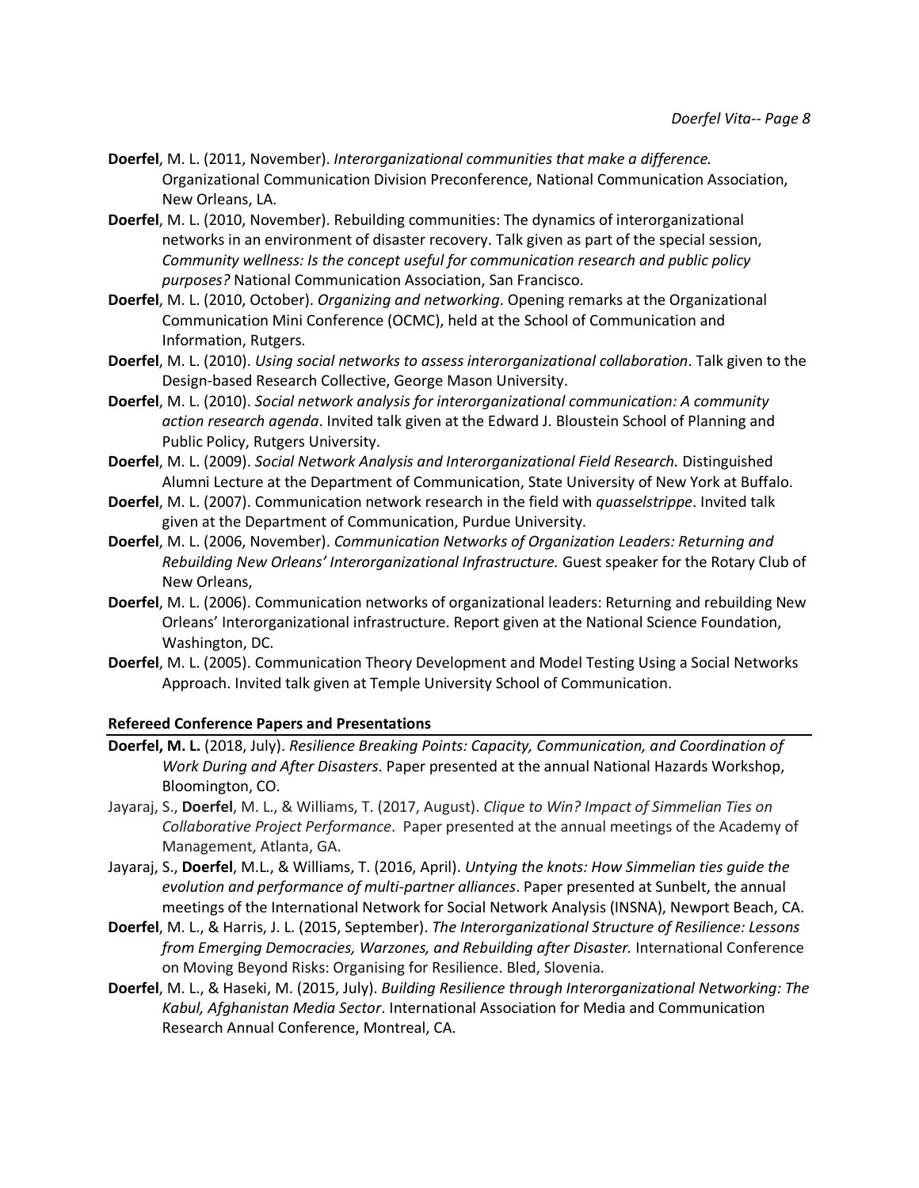**Doerfel**, M. L. (2011, November). *Interorganizational communities that make a difference.* Organizational Communication Division Preconference, National Communication Association, New Orleans, LA.

**Doerfel**, M. L. (2010, November). Rebuilding communities: The dynamics of interorganizational networks in an environment of disaster recovery. Talk given as part of the special session, *Community wellness: Is the concept useful for communication research and public policy purposes?* National Communication Association, San Francisco.

**Doerfel**, M. L. (2010, October). *Organizing and networking*. Opening remarks at the Organizational Communication Mini Conference (OCMC), held at the School of Communication and Information, Rutgers.

**Doerfel**, M. L. (2010). *Using social networks to assess interorganizational collaboration*. Talk given to the Design-based Research Collective, George Mason University.

**Doerfel**, M. L. (2010). *Social network analysis for interorganizational communication: A community action research agenda*. Invited talk given at the Edward J. Bloustein School of Planning and Public Policy, Rutgers University.

**Doerfel**, M. L. (2009). *Social Network Analysis and Interorganizational Field Research.* Distinguished Alumni Lecture at the Department of Communication, State University of New York at Buffalo.

**Doerfel**, M. L. (2007). Communication network research in the field with *quasselstrippe*. Invited talk given at the Department of Communication, Purdue University.

**Doerfel**, M. L. (2006, November). *Communication Networks of Organization Leaders: Returning and Rebuilding New Orleans' Interorganizational Infrastructure.* Guest speaker for the Rotary Club of New Orleans,

**Doerfel**, M. L. (2006). Communication networks of organizational leaders: Returning and rebuilding New Orleans' Interorganizational infrastructure. Report given at the National Science Foundation, Washington, DC.

**Doerfel**, M. L. (2005). Communication Theory Development and Model Testing Using a Social Networks Approach. Invited talk given at Temple University School of Communication.

**Refereed Conference Papers and Presentations**

**Doerfel, M. L.** (2018, July). *Resilience Breaking Points: Capacity, Communication, and Coordination of Work During and After Disasters*. Paper presented at the annual National Hazards Workshop, Bloomington, CO.

Jayaraj, S., **Doerfel**, M. L., & Williams, T. (2017, August). *Clique to Win? Impact of Simmelian Ties on Collaborative Project Performance*. Paper presented at the annual meetings of the Academy of Management, Atlanta, GA.

Jayaraj, S., **Doerfel**, M.L., & Williams, T. (2016, April). *Untying the knots: How Simmelian ties guide the evolution and performance of multi-partner alliances*. Paper presented at Sunbelt, the annual meetings of the International Network for Social Network Analysis (INSNA), Newport Beach, CA.

**Doerfel**, M. L., & Harris, J. L. (2015, September). *The Interorganizational Structure of Resilience: Lessons from Emerging Democracies, Warzones, and Rebuilding after Disaster.* International Conference on Moving Beyond Risks: Organising for Resilience. Bled, Slovenia.

**Doerfel**, M. L., & Haseki, M. (2015, July). *Building Resilience through Interorganizational Networking: The Kabul, Afghanistan Media Sector*. International Association for Media and Communication Research Annual Conference, Montreal, CA.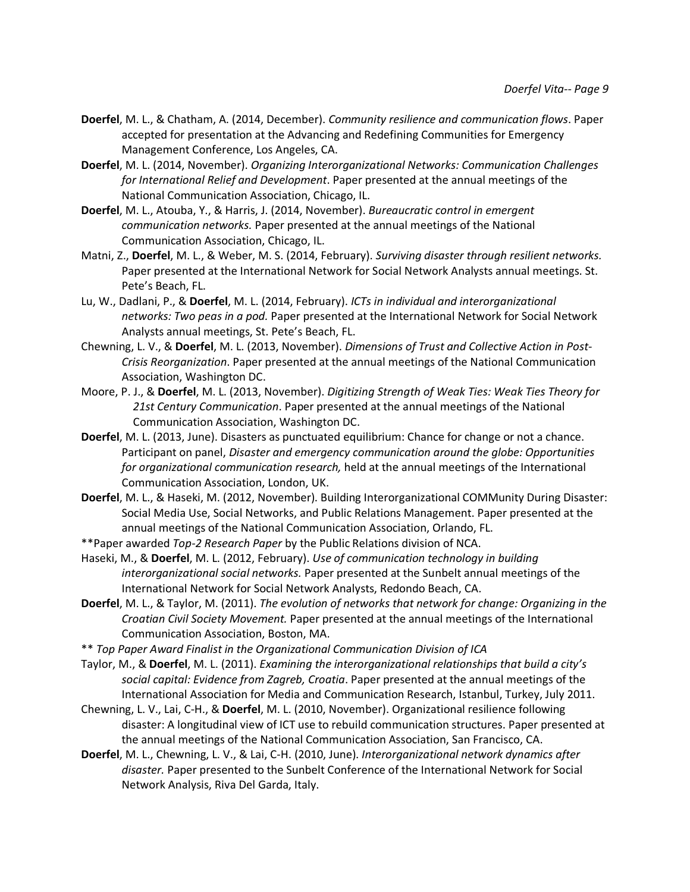**Doerfel**, M. L., & Chatham, A. (2014, December). *Community resilience and communication flows*. Paper accepted for presentation at the Advancing and Redefining Communities for Emergency Management Conference, Los Angeles, CA.

**Doerfel**, M. L. (2014, November). *Organizing Interorganizational Networks: Communication Challenges for International Relief and Development*. Paper presented at the annual meetings of the National Communication Association, Chicago, IL.

**Doerfel**, M. L., Atouba, Y., & Harris, J. (2014, November). *Bureaucratic control in emergent communication networks.* Paper presented at the annual meetings of the National Communication Association, Chicago, IL.

Matni, Z., **Doerfel**, M. L., & Weber, M. S. (2014, February). *Surviving disaster through resilient networks.* Paper presented at the International Network for Social Network Analysts annual meetings. St. Pete's Beach, FL.

Lu, W., Dadlani, P., & **Doerfel**, M. L. (2014, February). *ICTs in individual and interorganizational networks: Two peas in a pod.* Paper presented at the International Network for Social Network Analysts annual meetings, St. Pete's Beach, FL.

Chewning, L. V., & **Doerfel**, M. L. (2013, November). *Dimensions of Trust and Collective Action in Post-Crisis Reorganization*. Paper presented at the annual meetings of the National Communication Association, Washington DC.

Moore, P. J., & **Doerfel**, M. L. (2013, November). *Digitizing Strength of Weak Ties: Weak Ties Theory for 21st Century Communication*. Paper presented at the annual meetings of the National Communication Association, Washington DC.

**Doerfel**, M. L. (2013, June). Disasters as punctuated equilibrium: Chance for change or not a chance. Participant on panel, *Disaster and emergency communication around the globe: Opportunities for organizational communication research,* held at the annual meetings of the International Communication Association, London, UK.

**Doerfel**, M. L., & Haseki, M. (2012, November). Building Interorganizational COMMunity During Disaster: Social Media Use, Social Networks, and Public Relations Management. Paper presented at the annual meetings of the National Communication Association, Orlando, FL.

**Paper awarded *Top-2 Research Paper* by the Public Relations division of NCA.

Haseki, M., & **Doerfel**, M. L. (2012, February). *Use of communication technology in building interorganizational social networks.* Paper presented at the Sunbelt annual meetings of the International Network for Social Network Analysts, Redondo Beach, CA.

**Doerfel**, M. L., & Taylor, M. (2011). *The evolution of networks that network for change: Organizing in the Croatian Civil Society Movement.* Paper presented at the annual meetings of the International Communication Association, Boston, MA.

** *Top Paper Award Finalist in the Organizational Communication Division of ICA*

Taylor, M., & **Doerfel**, M. L. (2011). *Examining the interorganizational relationships that build a city's social capital: Evidence from Zagreb, Croatia*. Paper presented at the annual meetings of the International Association for Media and Communication Research, Istanbul, Turkey, July 2011.

Chewning, L. V., Lai, C-H., & **Doerfel**, M. L. (2010, November). Organizational resilience following disaster: A longitudinal view of ICT use to rebuild communication structures. Paper presented at the annual meetings of the National Communication Association, San Francisco, CA.

**Doerfel**, M. L., Chewning, L. V., & Lai, C-H. (2010, June). *Interorganizational network dynamics after disaster.* Paper presented to the Sunbelt Conference of the International Network for Social Network Analysis, Riva Del Garda, Italy.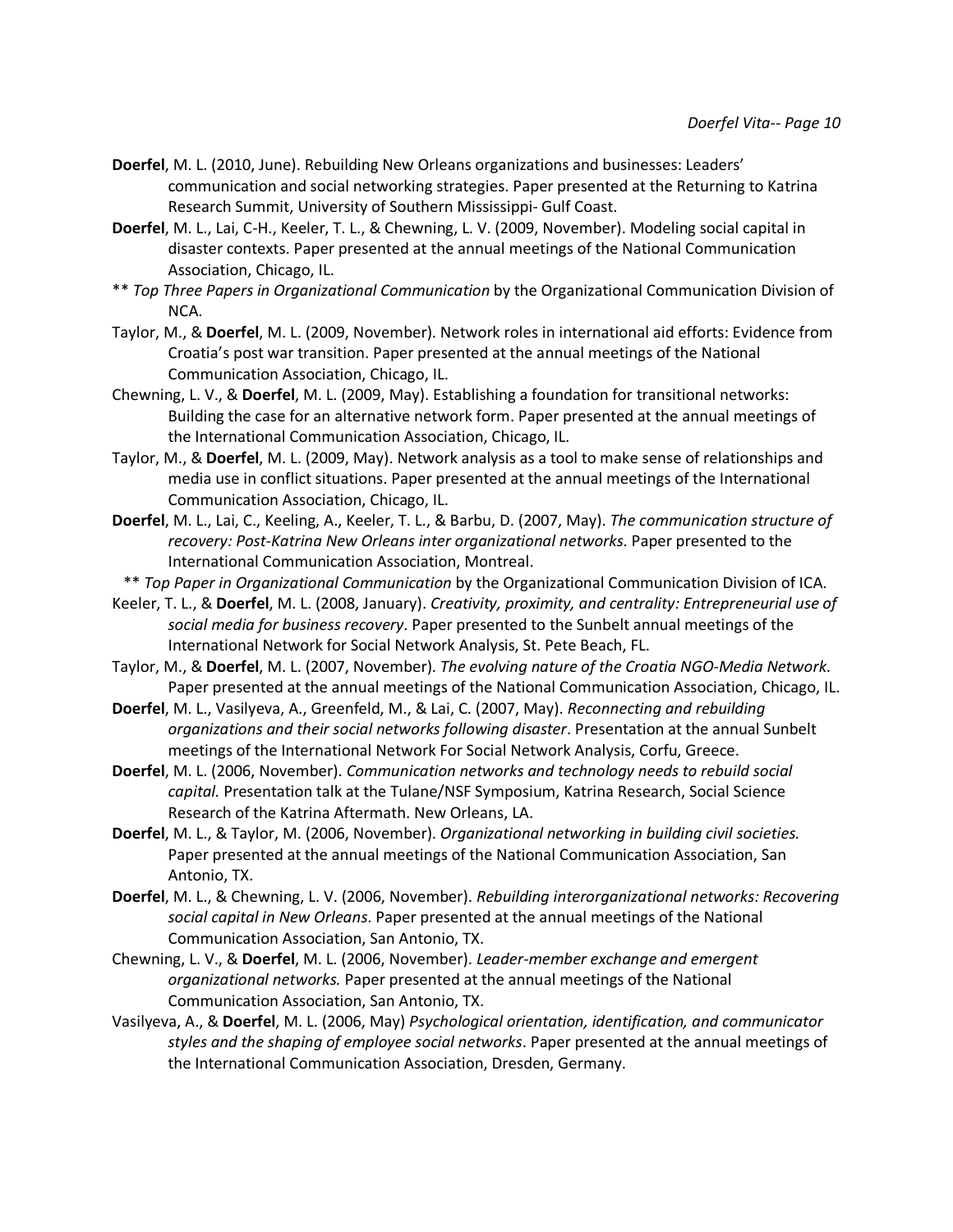**Doerfel**, M. L. (2010, June). Rebuilding New Orleans organizations and businesses: Leaders' communication and social networking strategies. Paper presented at the Returning to Katrina Research Summit, University of Southern Mississippi- Gulf Coast.

**Doerfel**, M. L., Lai, C-H., Keeler, T. L., & Chewning, L. V. (2009, November). Modeling social capital in disaster contexts. Paper presented at the annual meetings of the National Communication Association, Chicago, IL.

** *Top Three Papers in Organizational Communication* by the Organizational Communication Division of NCA.

Taylor, M., & **Doerfel**, M. L. (2009, November). Network roles in international aid efforts: Evidence from Croatia's post war transition. Paper presented at the annual meetings of the National Communication Association, Chicago, IL.

Chewning, L. V., & **Doerfel**, M. L. (2009, May). Establishing a foundation for transitional networks: Building the case for an alternative network form. Paper presented at the annual meetings of the International Communication Association, Chicago, IL.

Taylor, M., & **Doerfel**, M. L. (2009, May). Network analysis as a tool to make sense of relationships and media use in conflict situations. Paper presented at the annual meetings of the International Communication Association, Chicago, IL.

**Doerfel**, M. L., Lai, C., Keeling, A., Keeler, T. L., & Barbu, D. (2007, May). *The communication structure of recovery: Post-Katrina New Orleans inter organizational networks*. Paper presented to the International Communication Association, Montreal.

** *Top Paper in Organizational Communication* by the Organizational Communication Division of ICA.

Keeler, T. L., & **Doerfel**, M. L. (2008, January). *Creativity, proximity, and centrality: Entrepreneurial use of social media for business recovery*. Paper presented to the Sunbelt annual meetings of the International Network for Social Network Analysis, St. Pete Beach, FL.

Taylor, M., & **Doerfel**, M. L. (2007, November). *The evolving nature of the Croatia NGO-Media Network*. Paper presented at the annual meetings of the National Communication Association, Chicago, IL.

**Doerfel**, M. L., Vasilyeva, A., Greenfeld, M., & Lai, C. (2007, May). *Reconnecting and rebuilding organizations and their social networks following disaster*. Presentation at the annual Sunbelt meetings of the International Network For Social Network Analysis, Corfu, Greece.

**Doerfel**, M. L. (2006, November). *Communication networks and technology needs to rebuild social capital.* Presentation talk at the Tulane/NSF Symposium, Katrina Research, Social Science Research of the Katrina Aftermath. New Orleans, LA.

**Doerfel**, M. L., & Taylor, M. (2006, November). *Organizational networking in building civil societies.* Paper presented at the annual meetings of the National Communication Association, San Antonio, TX.

**Doerfel**, M. L., & Chewning, L. V. (2006, November). *Rebuilding interorganizational networks: Recovering social capital in New Orleans*. Paper presented at the annual meetings of the National Communication Association, San Antonio, TX.

Chewning, L. V., & **Doerfel**, M. L. (2006, November). *Leader-member exchange and emergent organizational networks.* Paper presented at the annual meetings of the National Communication Association, San Antonio, TX.

Vasilyeva, A., & **Doerfel**, M. L. (2006, May) *Psychological orientation, identification, and communicator styles and the shaping of employee social networks*. Paper presented at the annual meetings of the International Communication Association, Dresden, Germany.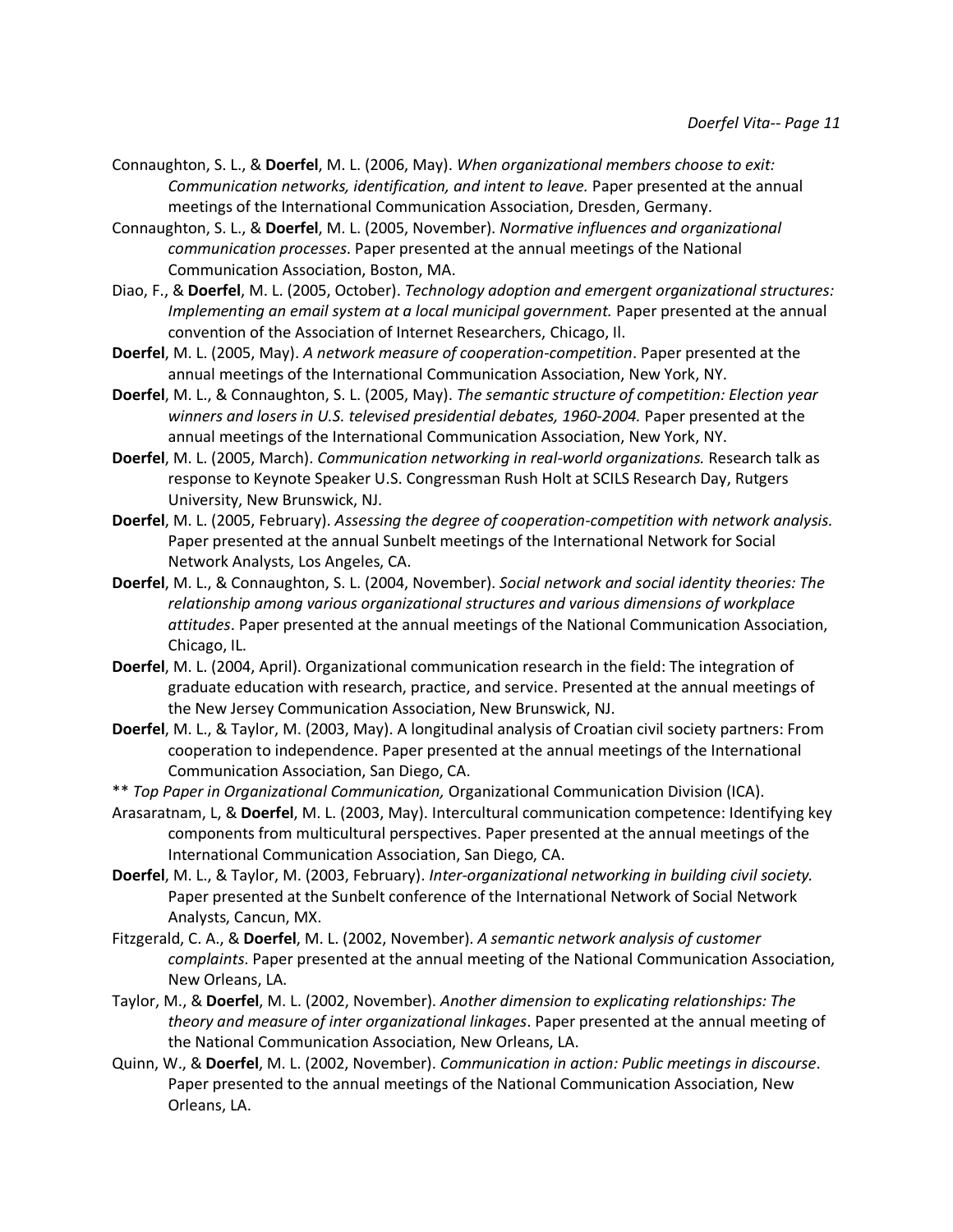Connaughton, S. L., & **Doerfel**, M. L. (2006, May). *When organizational members choose to exit: Communication networks, identification, and intent to leave.* Paper presented at the annual meetings of the International Communication Association, Dresden, Germany.

Connaughton, S. L., & **Doerfel**, M. L. (2005, November). *Normative influences and organizational communication processes*. Paper presented at the annual meetings of the National Communication Association, Boston, MA.

Diao, F., & **Doerfel**, M. L. (2005, October). *Technology adoption and emergent organizational structures: Implementing an email system at a local municipal government.* Paper presented at the annual convention of the Association of Internet Researchers, Chicago, Il.

**Doerfel**, M. L. (2005, May). *A network measure of cooperation-competition*. Paper presented at the annual meetings of the International Communication Association, New York, NY.

**Doerfel**, M. L., & Connaughton, S. L. (2005, May). *The semantic structure of competition: Election year winners and losers in U.S. televised presidential debates, 1960-2004.* Paper presented at the annual meetings of the International Communication Association, New York, NY.

**Doerfel**, M. L. (2005, March). *Communication networking in real-world organizations.* Research talk as response to Keynote Speaker U.S. Congressman Rush Holt at SCILS Research Day, Rutgers University, New Brunswick, NJ.

**Doerfel**, M. L. (2005, February). *Assessing the degree of cooperation-competition with network analysis.* Paper presented at the annual Sunbelt meetings of the International Network for Social Network Analysts, Los Angeles, CA.

**Doerfel**, M. L., & Connaughton, S. L. (2004, November). *Social network and social identity theories: The relationship among various organizational structures and various dimensions of workplace attitudes*. Paper presented at the annual meetings of the National Communication Association, Chicago, IL.

**Doerfel**, M. L. (2004, April). Organizational communication research in the field: The integration of graduate education with research, practice, and service. Presented at the annual meetings of the New Jersey Communication Association, New Brunswick, NJ.

**Doerfel**, M. L., & Taylor, M. (2003, May). A longitudinal analysis of Croatian civil society partners: From cooperation to independence. Paper presented at the annual meetings of the International Communication Association, San Diego, CA.

** *Top Paper in Organizational Communication,* Organizational Communication Division (ICA).

Arasaratnam, L, & **Doerfel**, M. L. (2003, May). Intercultural communication competence: Identifying key components from multicultural perspectives. Paper presented at the annual meetings of the International Communication Association, San Diego, CA.

**Doerfel**, M. L., & Taylor, M. (2003, February). *Inter-organizational networking in building civil society.* Paper presented at the Sunbelt conference of the International Network of Social Network Analysts, Cancun, MX.

Fitzgerald, C. A., & **Doerfel**, M. L. (2002, November). *A semantic network analysis of customer complaints*. Paper presented at the annual meeting of the National Communication Association, New Orleans, LA.

Taylor, M., & **Doerfel**, M. L. (2002, November). *Another dimension to explicating relationships: The theory and measure of inter organizational linkages*. Paper presented at the annual meeting of the National Communication Association, New Orleans, LA.

Quinn, W., & **Doerfel**, M. L. (2002, November). *Communication in action: Public meetings in discourse*. Paper presented to the annual meetings of the National Communication Association, New Orleans, LA.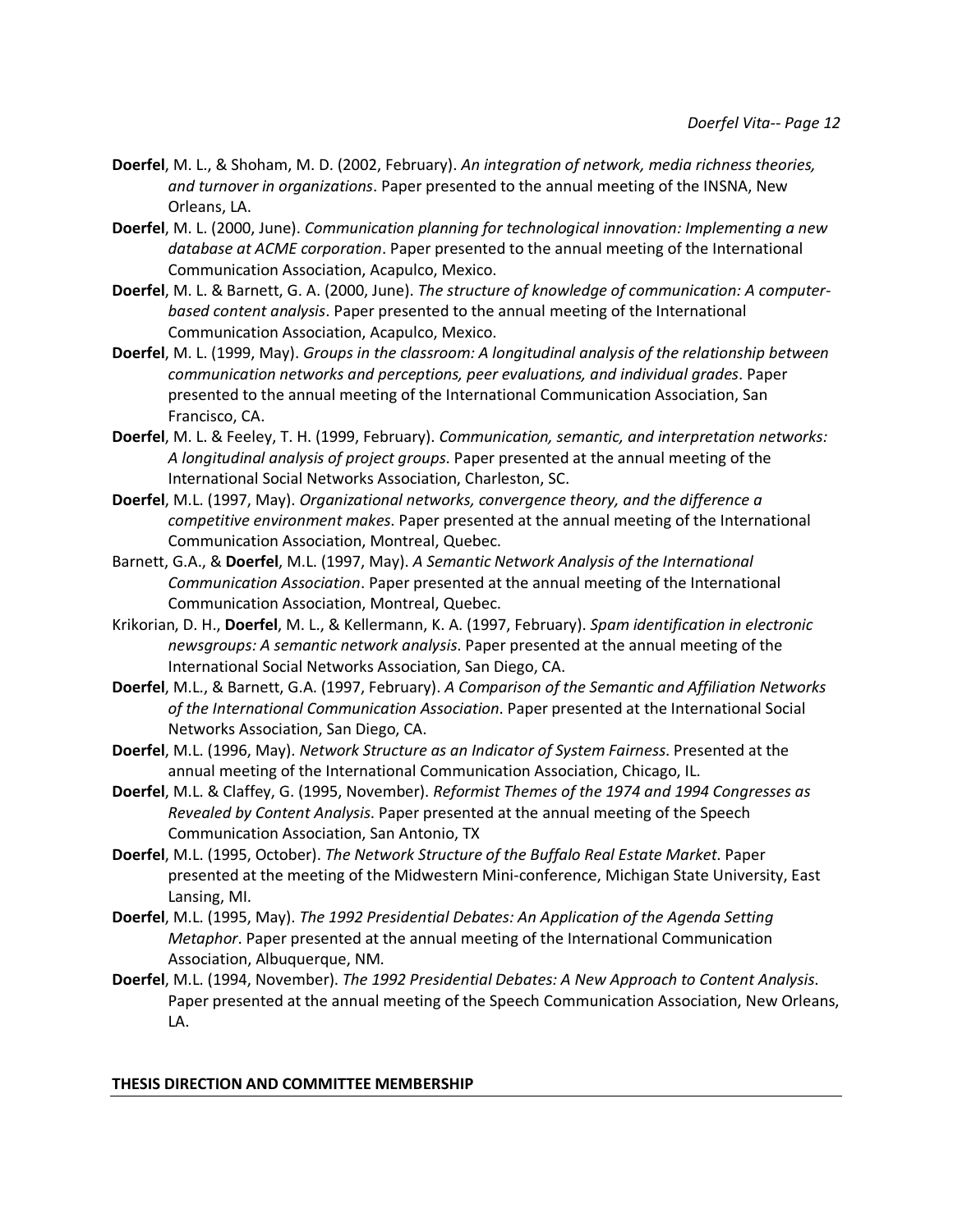**Doerfel**, M. L., & Shoham, M. D. (2002, February). *An integration of network, media richness theories, and turnover in organizations*. Paper presented to the annual meeting of the INSNA, New Orleans, LA.

**Doerfel**, M. L. (2000, June). *Communication planning for technological innovation: Implementing a new database at ACME corporation*. Paper presented to the annual meeting of the International Communication Association, Acapulco, Mexico.

**Doerfel**, M. L. & Barnett, G. A. (2000, June). *The structure of knowledge of communication: A computer-based content analysis*. Paper presented to the annual meeting of the International Communication Association, Acapulco, Mexico.

**Doerfel**, M. L. (1999, May). *Groups in the classroom: A longitudinal analysis of the relationship between communication networks and perceptions, peer evaluations, and individual grades*. Paper presented to the annual meeting of the International Communication Association, San Francisco, CA.

**Doerfel**, M. L. & Feeley, T. H. (1999, February). *Communication, semantic, and interpretation networks: A longitudinal analysis of project groups*. Paper presented at the annual meeting of the International Social Networks Association, Charleston, SC.

**Doerfel**, M.L. (1997, May). *Organizational networks, convergence theory, and the difference a competitive environment makes*. Paper presented at the annual meeting of the International Communication Association, Montreal, Quebec.

Barnett, G.A., & **Doerfel**, M.L. (1997, May). *A Semantic Network Analysis of the International Communication Association*. Paper presented at the annual meeting of the International Communication Association, Montreal, Quebec.

Krikorian, D. H., **Doerfel**, M. L., & Kellermann, K. A. (1997, February). *Spam identification in electronic newsgroups: A semantic network analysis*. Paper presented at the annual meeting of the International Social Networks Association, San Diego, CA.

**Doerfel**, M.L., & Barnett, G.A. (1997, February). *A Comparison of the Semantic and Affiliation Networks of the International Communication Association*. Paper presented at the International Social Networks Association, San Diego, CA.

**Doerfel**, M.L. (1996, May). *Network Structure as an Indicator of System Fairness*. Presented at the annual meeting of the International Communication Association, Chicago, IL.

**Doerfel**, M.L. & Claffey, G. (1995, November). *Reformist Themes of the 1974 and 1994 Congresses as Revealed by Content Analysis*. Paper presented at the annual meeting of the Speech Communication Association, San Antonio, TX

**Doerfel**, M.L. (1995, October). *The Network Structure of the Buffalo Real Estate Market*. Paper presented at the meeting of the Midwestern Mini-conference, Michigan State University, East Lansing, MI.

**Doerfel**, M.L. (1995, May). *The 1992 Presidential Debates: An Application of the Agenda Setting Metaphor*. Paper presented at the annual meeting of the International Communication Association, Albuquerque, NM.

**Doerfel**, M.L. (1994, November). *The 1992 Presidential Debates: A New Approach to Content Analysis*. Paper presented at the annual meeting of the Speech Communication Association, New Orleans, LA.

## THESIS DIRECTION AND COMMITTEE MEMBERSHIP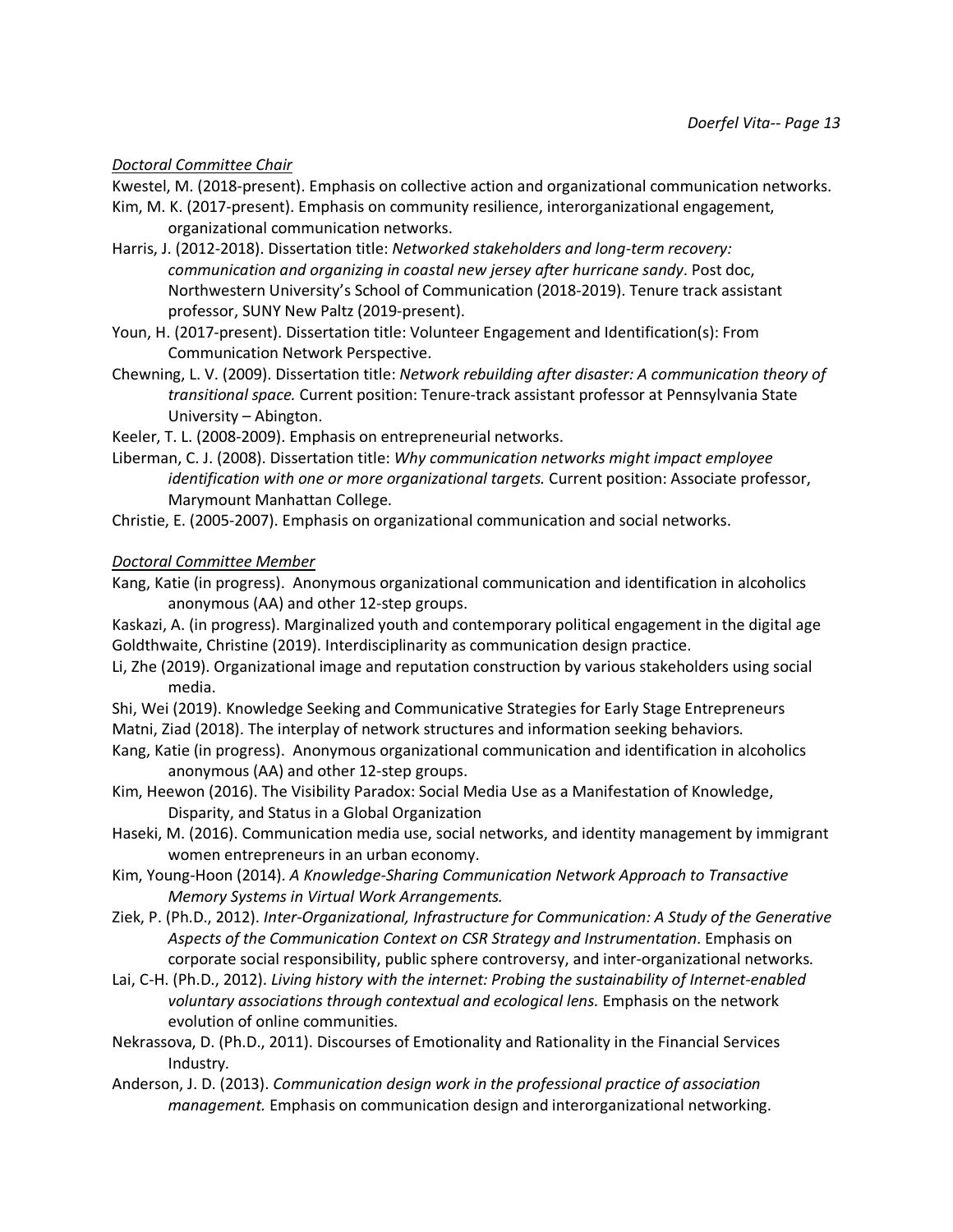*Doctoral Committee Chair*

Kwestel, M. (2018-present). Emphasis on collective action and organizational communication networks.

Kim, M. K. (2017-present). Emphasis on community resilience, interorganizational engagement, organizational communication networks.

Harris, J. (2012-2018). Dissertation title: *Networked stakeholders and long-term recovery: communication and organizing in coastal new jersey after hurricane sandy*. Post doc, Northwestern University's School of Communication (2018-2019). Tenure track assistant professor, SUNY New Paltz (2019-present).

Youn, H. (2017-present). Dissertation title: Volunteer Engagement and Identification(s): From Communication Network Perspective.

Chewning, L. V. (2009). Dissertation title: *Network rebuilding after disaster: A communication theory of transitional space.* Current position: Tenure-track assistant professor at Pennsylvania State University – Abington.

Keeler, T. L. (2008-2009). Emphasis on entrepreneurial networks.

Liberman, C. J. (2008). Dissertation title: *Why communication networks might impact employee identification with one or more organizational targets.* Current position: Associate professor, Marymount Manhattan College.

Christie, E. (2005-2007). Emphasis on organizational communication and social networks.

*Doctoral Committee Member*

Kang, Katie (in progress). Anonymous organizational communication and identification in alcoholics anonymous (AA) and other 12-step groups.

Kaskazi, A. (in progress). Marginalized youth and contemporary political engagement in the digital age

Goldthwaite, Christine (2019). Interdisciplinarity as communication design practice.

Li, Zhe (2019). Organizational image and reputation construction by various stakeholders using social media.

Shi, Wei (2019). Knowledge Seeking and Communicative Strategies for Early Stage Entrepreneurs

Matni, Ziad (2018). The interplay of network structures and information seeking behaviors.

Kang, Katie (in progress). Anonymous organizational communication and identification in alcoholics anonymous (AA) and other 12-step groups.

Kim, Heewon (2016). The Visibility Paradox: Social Media Use as a Manifestation of Knowledge, Disparity, and Status in a Global Organization

Haseki, M. (2016). Communication media use, social networks, and identity management by immigrant women entrepreneurs in an urban economy.

Kim, Young-Hoon (2014). *A Knowledge-Sharing Communication Network Approach to Transactive Memory Systems in Virtual Work Arrangements.*

Ziek, P. (Ph.D., 2012). *Inter-Organizational, Infrastructure for Communication: A Study of the Generative Aspects of the Communication Context on CSR Strategy and Instrumentation*. Emphasis on corporate social responsibility, public sphere controversy, and inter-organizational networks.

Lai, C-H. (Ph.D., 2012). *Living history with the internet: Probing the sustainability of Internet-enabled voluntary associations through contextual and ecological lens.* Emphasis on the network evolution of online communities.

Nekrassova, D. (Ph.D., 2011). Discourses of Emotionality and Rationality in the Financial Services Industry.

Anderson, J. D. (2013). *Communication design work in the professional practice of association management.* Emphasis on communication design and interorganizational networking.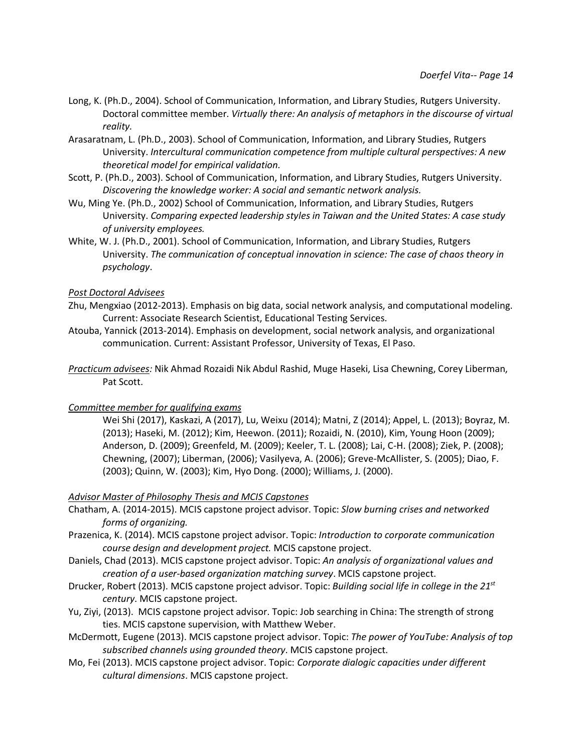Long, K. (Ph.D., 2004). School of Communication, Information, and Library Studies, Rutgers University. Doctoral committee member. *Virtually there: An analysis of metaphors in the discourse of virtual reality.*

Arasaratnam, L. (Ph.D., 2003). School of Communication, Information, and Library Studies, Rutgers University. *Intercultural communication competence from multiple cultural perspectives: A new theoretical model for empirical validation.*

Scott, P. (Ph.D., 2003). School of Communication, Information, and Library Studies, Rutgers University. *Discovering the knowledge worker: A social and semantic network analysis.*

Wu, Ming Ye. (Ph.D., 2002) School of Communication, Information, and Library Studies, Rutgers University. *Comparing expected leadership styles in Taiwan and the United States: A case study of university employees.*

White, W. J. (Ph.D., 2001). School of Communication, Information, and Library Studies, Rutgers University. *The communication of conceptual innovation in science: The case of chaos theory in psychology*.

*Post Doctoral Advisees*

Zhu, Mengxiao (2012-2013). Emphasis on big data, social network analysis, and computational modeling. Current: Associate Research Scientist, Educational Testing Services.

Atouba, Yannick (2013-2014). Emphasis on development, social network analysis, and organizational communication. Current: Assistant Professor, University of Texas, El Paso.

*Practicum advisees:* Nik Ahmad Rozaidi Nik Abdul Rashid, Muge Haseki, Lisa Chewning, Corey Liberman, Pat Scott.

*Committee member for qualifying exams*

Wei Shi (2017), Kaskazi, A (2017), Lu, Weixu (2014); Matni, Z (2014); Appel, L. (2013); Boyraz, M. (2013); Haseki, M. (2012); Kim, Heewon. (2011); Rozaidi, N. (2010), Kim, Young Hoon (2009); Anderson, D. (2009); Greenfeld, M. (2009); Keeler, T. L. (2008); Lai, C-H. (2008); Ziek, P. (2008); Chewning, (2007); Liberman, (2006); Vasilyeva, A. (2006); Greve-McAllister, S. (2005); Diao, F. (2003); Quinn, W. (2003); Kim, Hyo Dong. (2000); Williams, J. (2000).

*Advisor Master of Philosophy Thesis and MCIS Capstones*

Chatham, A. (2014-2015). MCIS capstone project advisor. Topic: *Slow burning crises and networked forms of organizing.*

Prazenica, K. (2014). MCIS capstone project advisor. Topic: *Introduction to corporate communication course design and development project.* MCIS capstone project.

Daniels, Chad (2013). MCIS capstone project advisor. Topic: *An analysis of organizational values and creation of a user-based organization matching survey*. MCIS capstone project.

Drucker, Robert (2013). MCIS capstone project advisor. Topic: *Building social life in college in the 21st century*. MCIS capstone project.

Yu, Ziyi, (2013). MCIS capstone project advisor. Topic: Job searching in China: The strength of strong ties. MCIS capstone supervision, with Matthew Weber.

McDermott, Eugene (2013). MCIS capstone project advisor. Topic: *The power of YouTube: Analysis of top subscribed channels using grounded theory*. MCIS capstone project.

Mo, Fei (2013). MCIS capstone project advisor. Topic: *Corporate dialogic capacities under different cultural dimensions*. MCIS capstone project.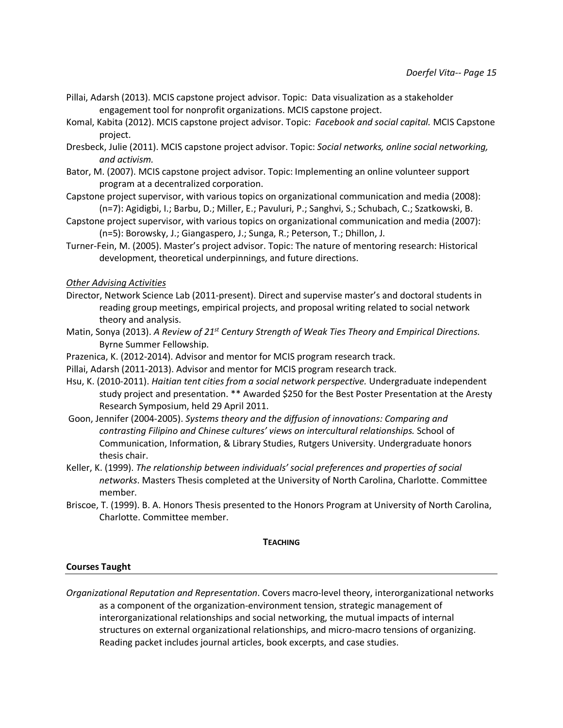Pillai, Adarsh (2013). MCIS capstone project advisor. Topic: Data visualization as a stakeholder engagement tool for nonprofit organizations. MCIS capstone project.

Komal, Kabita (2012). MCIS capstone project advisor. Topic: *Facebook and social capital.* MCIS Capstone project.

Dresbeck, Julie (2011). MCIS capstone project advisor. Topic: *Social networks, online social networking, and activism.*

Bator, M. (2007). MCIS capstone project advisor. Topic: Implementing an online volunteer support program at a decentralized corporation.

Capstone project supervisor, with various topics on organizational communication and media (2008): (n=7): Agidigbi, I.; Barbu, D.; Miller, E.; Pavuluri, P.; Sanghvi, S.; Schubach, C.; Szatkowski, B.

Capstone project supervisor, with various topics on organizational communication and media (2007): (n=5): Borowsky, J.; Giangaspero, J.; Sunga, R.; Peterson, T.; Dhillon, J.

Turner-Fein, M. (2005). Master's project advisor. Topic: The nature of mentoring research: Historical development, theoretical underpinnings, and future directions.

*Other Advising Activities*

Director, Network Science Lab (2011-present). Direct and supervise master's and doctoral students in reading group meetings, empirical projects, and proposal writing related to social network theory and analysis.

Matin, Sonya (2013). *A Review of 21st Century Strength of Weak Ties Theory and Empirical Directions.* Byrne Summer Fellowship.

Prazenica, K. (2012-2014). Advisor and mentor for MCIS program research track.

Pillai, Adarsh (2011-2013). Advisor and mentor for MCIS program research track.

Hsu, K. (2010-2011). *Haitian tent cities from a social network perspective.* Undergraduate independent study project and presentation. ** Awarded $250 for the Best Poster Presentation at the Aresty Research Symposium, held 29 April 2011.

Goon, Jennifer (2004-2005). *Systems theory and the diffusion of innovations: Comparing and contrasting Filipino and Chinese cultures' views on intercultural relationships.* School of Communication, Information, & Library Studies, Rutgers University. Undergraduate honors thesis chair.

Keller, K. (1999). *The relationship between individuals' social preferences and properties of social networks*. Masters Thesis completed at the University of North Carolina, Charlotte. Committee member.

Briscoe, T. (1999). B. A. Honors Thesis presented to the Honors Program at University of North Carolina, Charlotte. Committee member.

## TEACHING

### Courses Taught

*Organizational Reputation and Representation*. Covers macro-level theory, interorganizational networks as a component of the organization-environment tension, strategic management of interorganizational relationships and social networking, the mutual impacts of internal structures on external organizational relationships, and micro-macro tensions of organizing. Reading packet includes journal articles, book excerpts, and case studies.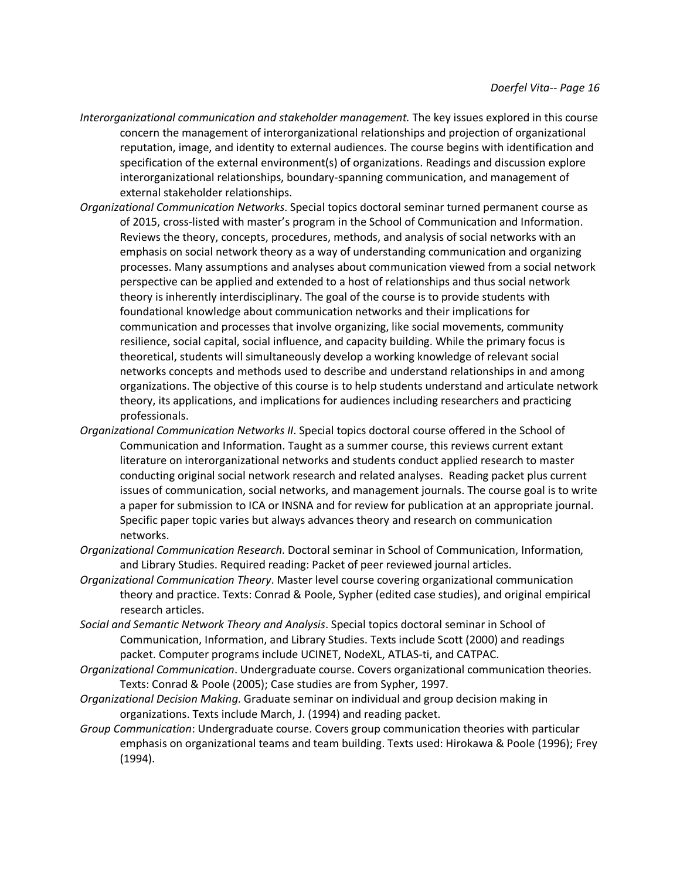*Interorganizational communication and stakeholder management.* The key issues explored in this course concern the management of interorganizational relationships and projection of organizational reputation, image, and identity to external audiences. The course begins with identification and specification of the external environment(s) of organizations. Readings and discussion explore interorganizational relationships, boundary-spanning communication, and management of external stakeholder relationships.

*Organizational Communication Networks*. Special topics doctoral seminar turned permanent course as of 2015, cross-listed with master's program in the School of Communication and Information. Reviews the theory, concepts, procedures, methods, and analysis of social networks with an emphasis on social network theory as a way of understanding communication and organizing processes. Many assumptions and analyses about communication viewed from a social network perspective can be applied and extended to a host of relationships and thus social network theory is inherently interdisciplinary. The goal of the course is to provide students with foundational knowledge about communication networks and their implications for communication and processes that involve organizing, like social movements, community resilience, social capital, social influence, and capacity building. While the primary focus is theoretical, students will simultaneously develop a working knowledge of relevant social networks concepts and methods used to describe and understand relationships in and among organizations. The objective of this course is to help students understand and articulate network theory, its applications, and implications for audiences including researchers and practicing professionals.

*Organizational Communication Networks II*. Special topics doctoral course offered in the School of Communication and Information. Taught as a summer course, this reviews current extant literature on interorganizational networks and students conduct applied research to master conducting original social network research and related analyses. Reading packet plus current issues of communication, social networks, and management journals. The course goal is to write a paper for submission to ICA or INSNA and for review for publication at an appropriate journal. Specific paper topic varies but always advances theory and research on communication networks.

*Organizational Communication Research*. Doctoral seminar in School of Communication, Information, and Library Studies. Required reading: Packet of peer reviewed journal articles.

*Organizational Communication Theory*. Master level course covering organizational communication theory and practice. Texts: Conrad & Poole, Sypher (edited case studies), and original empirical research articles.

*Social and Semantic Network Theory and Analysis*. Special topics doctoral seminar in School of Communication, Information, and Library Studies. Texts include Scott (2000) and readings packet. Computer programs include UCINET, NodeXL, ATLAS-ti, and CATPAC.

*Organizational Communication*. Undergraduate course. Covers organizational communication theories. Texts: Conrad & Poole (2005); Case studies are from Sypher, 1997.

*Organizational Decision Making*. Graduate seminar on individual and group decision making in organizations. Texts include March, J. (1994) and reading packet.

*Group Communication*: Undergraduate course. Covers group communication theories with particular emphasis on organizational teams and team building. Texts used: Hirokawa & Poole (1996); Frey (1994).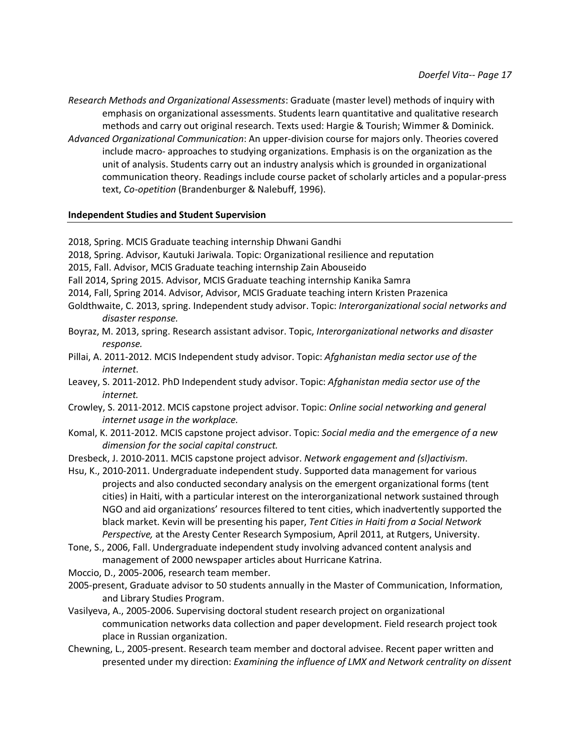*Research Methods and Organizational Assessments*: Graduate (master level) methods of inquiry with emphasis on organizational assessments. Students learn quantitative and qualitative research methods and carry out original research. Texts used: Hargie & Tourish; Wimmer & Dominick.

*Advanced Organizational Communication*: An upper-division course for majors only. Theories covered include macro- approaches to studying organizations. Emphasis is on the organization as the unit of analysis. Students carry out an industry analysis which is grounded in organizational communication theory. Readings include course packet of scholarly articles and a popular-press text, *Co-opetition* (Brandenburger & Nalebuff, 1996).

**Independent Studies and Student Supervision**

2018, Spring. MCIS Graduate teaching internship Dhwani Gandhi

2018, Spring. Advisor, Kautuki Jariwala. Topic: Organizational resilience and reputation

2015, Fall. Advisor, MCIS Graduate teaching internship Zain Abouseido

Fall 2014, Spring 2015. Advisor, MCIS Graduate teaching internship Kanika Samra

2014, Fall, Spring 2014. Advisor, Advisor, MCIS Graduate teaching intern Kristen Prazenica

Goldthwaite, C. 2013, spring. Independent study advisor. Topic: *Interorganizational social networks and disaster response.*

Boyraz, M. 2013, spring. Research assistant advisor. Topic, *Interorganizational networks and disaster response.*

Pillai, A. 2011-2012. MCIS Independent study advisor. Topic: *Afghanistan media sector use of the internet*.

Leavey, S. 2011-2012. PhD Independent study advisor. Topic: *Afghanistan media sector use of the internet.*

Crowley, S. 2011-2012. MCIS capstone project advisor. Topic: *Online social networking and general internet usage in the workplace.*

Komal, K. 2011-2012. MCIS capstone project advisor. Topic: *Social media and the emergence of a new dimension for the social capital construct.*

Dresbeck, J. 2010-2011. MCIS capstone project advisor. *Network engagement and (sl)activism*.

Hsu, K., 2010-2011. Undergraduate independent study. Supported data management for various projects and also conducted secondary analysis on the emergent organizational forms (tent cities) in Haiti, with a particular interest on the interorganizational network sustained through NGO and aid organizations' resources filtered to tent cities, which inadvertently supported the black market. Kevin will be presenting his paper, *Tent Cities in Haiti from a Social Network Perspective,* at the Aresty Center Research Symposium, April 2011, at Rutgers, University.

Tone, S., 2006, Fall. Undergraduate independent study involving advanced content analysis and management of 2000 newspaper articles about Hurricane Katrina.

Moccio, D., 2005-2006, research team member.

2005-present, Graduate advisor to 50 students annually in the Master of Communication, Information, and Library Studies Program.

Vasilyeva, A., 2005-2006. Supervising doctoral student research project on organizational communication networks data collection and paper development. Field research project took place in Russian organization.

Chewning, L., 2005-present. Research team member and doctoral advisee. Recent paper written and presented under my direction: *Examining the influence of LMX and Network centrality on dissent*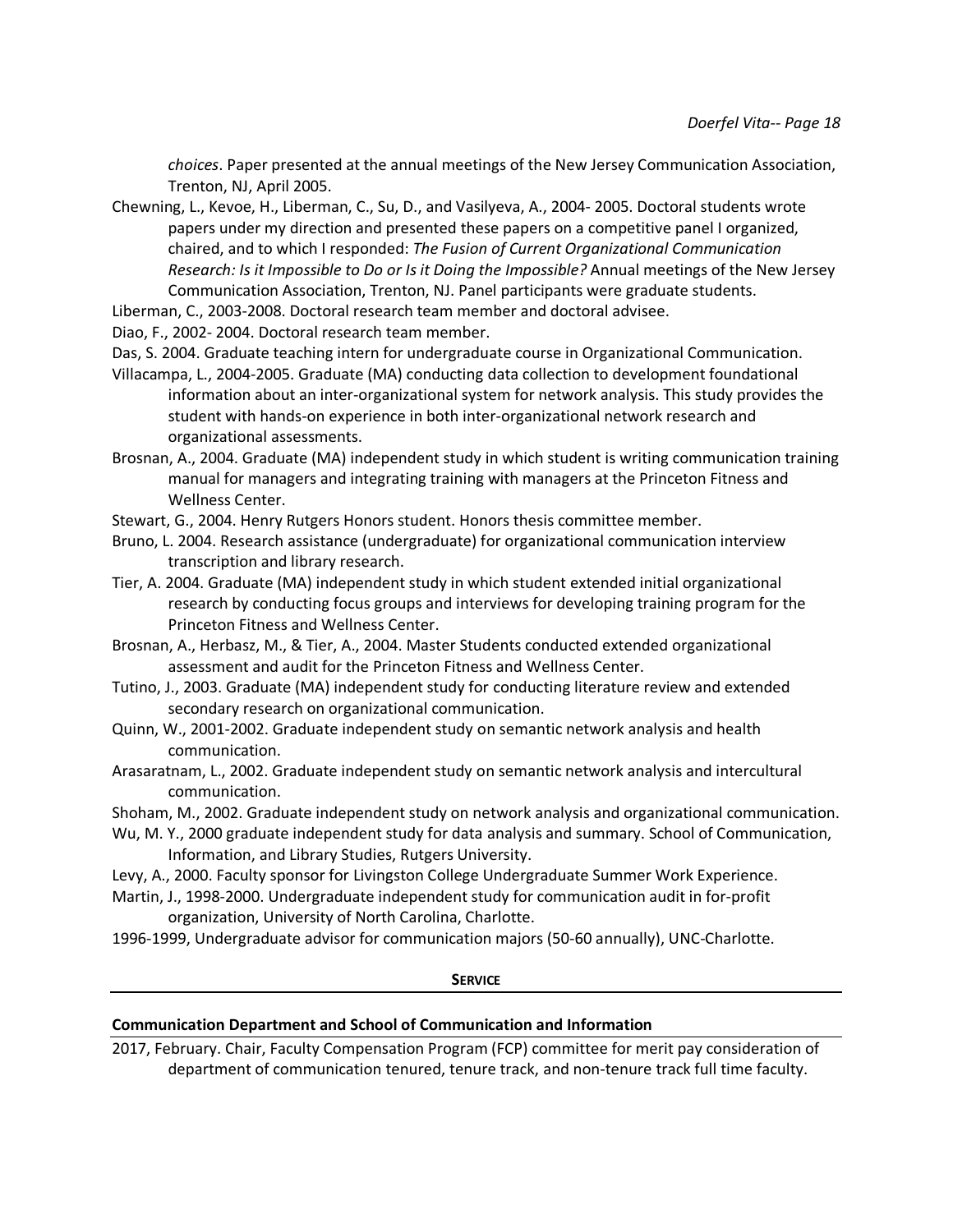*choices*. Paper presented at the annual meetings of the New Jersey Communication Association, Trenton, NJ, April 2005.

Chewning, L., Kevoe, H., Liberman, C., Su, D., and Vasilyeva, A., 2004- 2005. Doctoral students wrote papers under my direction and presented these papers on a competitive panel I organized, chaired, and to which I responded: *The Fusion of Current Organizational Communication Research: Is it Impossible to Do or Is it Doing the Impossible?* Annual meetings of the New Jersey Communication Association, Trenton, NJ. Panel participants were graduate students.

Liberman, C., 2003-2008. Doctoral research team member and doctoral advisee.

Diao, F., 2002- 2004. Doctoral research team member.

Das, S. 2004. Graduate teaching intern for undergraduate course in Organizational Communication.

Villacampa, L., 2004-2005. Graduate (MA) conducting data collection to development foundational information about an inter-organizational system for network analysis. This study provides the student with hands-on experience in both inter-organizational network research and organizational assessments.

Brosnan, A., 2004. Graduate (MA) independent study in which student is writing communication training manual for managers and integrating training with managers at the Princeton Fitness and Wellness Center.

Stewart, G., 2004. Henry Rutgers Honors student. Honors thesis committee member.

Bruno, L. 2004. Research assistance (undergraduate) for organizational communication interview transcription and library research.

Tier, A. 2004. Graduate (MA) independent study in which student extended initial organizational research by conducting focus groups and interviews for developing training program for the Princeton Fitness and Wellness Center.

Brosnan, A., Herbasz, M., & Tier, A., 2004. Master Students conducted extended organizational assessment and audit for the Princeton Fitness and Wellness Center.

Tutino, J., 2003. Graduate (MA) independent study for conducting literature review and extended secondary research on organizational communication.

Quinn, W., 2001-2002. Graduate independent study on semantic network analysis and health communication.

Arasaratnam, L., 2002. Graduate independent study on semantic network analysis and intercultural communication.

Shoham, M., 2002. Graduate independent study on network analysis and organizational communication.

Wu, M. Y., 2000 graduate independent study for data analysis and summary. School of Communication, Information, and Library Studies, Rutgers University.

Levy, A., 2000. Faculty sponsor for Livingston College Undergraduate Summer Work Experience.

Martin, J., 1998-2000. Undergraduate independent study for communication audit in for-profit organization, University of North Carolina, Charlotte.

1996-1999, Undergraduate advisor for communication majors (50-60 annually), UNC-Charlotte.

## SERVICE

### Communication Department and School of Communication and Information

2017, February. Chair, Faculty Compensation Program (FCP) committee for merit pay consideration of department of communication tenured, tenure track, and non-tenure track full time faculty.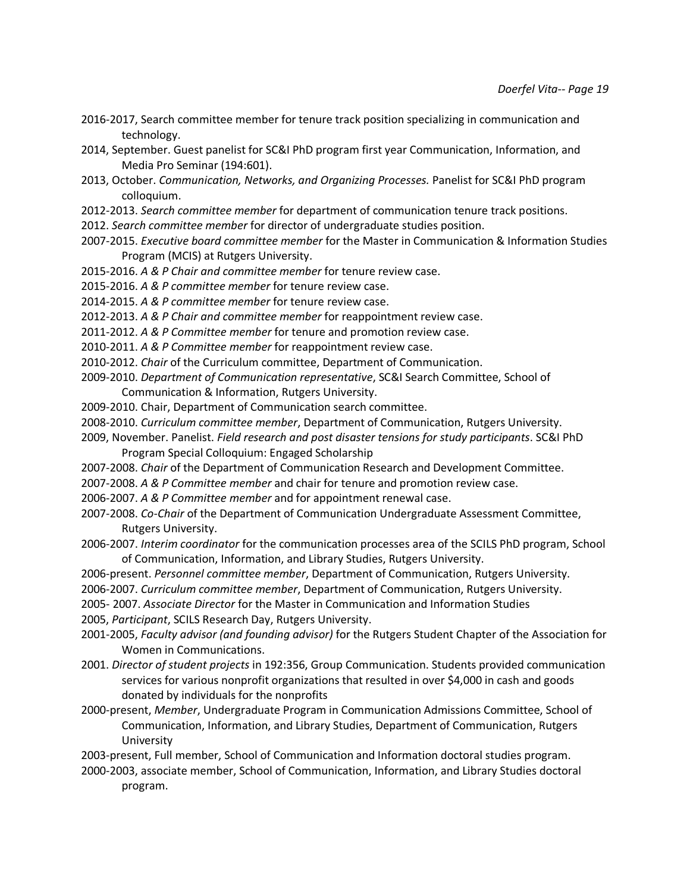2016-2017, Search committee member for tenure track position specializing in communication and technology.

2014, September. Guest panelist for SC&I PhD program first year Communication, Information, and Media Pro Seminar (194:601).

2013, October. *Communication, Networks, and Organizing Processes.* Panelist for SC&I PhD program colloquium.

2012-2013. *Search committee member* for department of communication tenure track positions.

2012. *Search committee member* for director of undergraduate studies position.

2007-2015. *Executive board committee member* for the Master in Communication & Information Studies Program (MCIS) at Rutgers University.

2015-2016. *A & P Chair and committee member* for tenure review case.

2015-2016. *A & P committee member* for tenure review case.

2014-2015. *A & P committee member* for tenure review case.

2012-2013. *A & P Chair and committee member* for reappointment review case.

2011-2012. *A & P Committee member* for tenure and promotion review case.

2010-2011. *A & P Committee member* for reappointment review case.

2010-2012. *Chair* of the Curriculum committee, Department of Communication.

2009-2010. *Department of Communication representative*, SC&I Search Committee, School of Communication & Information, Rutgers University.

2009-2010. Chair, Department of Communication search committee.

2008-2010. *Curriculum committee member*, Department of Communication, Rutgers University.

2009, November. Panelist. *Field research and post disaster tensions for study participants*. SC&I PhD Program Special Colloquium: Engaged Scholarship

2007-2008. *Chair* of the Department of Communication Research and Development Committee.

2007-2008. *A & P Committee member* and chair for tenure and promotion review case.

2006-2007. *A & P Committee member* and for appointment renewal case.

2007-2008. *Co-Chair* of the Department of Communication Undergraduate Assessment Committee, Rutgers University.

2006-2007. *Interim coordinator* for the communication processes area of the SCILS PhD program, School of Communication, Information, and Library Studies, Rutgers University.

2006-present. *Personnel committee member*, Department of Communication, Rutgers University.

2006-2007. *Curriculum committee member*, Department of Communication, Rutgers University.

2005- 2007. *Associate Director* for the Master in Communication and Information Studies

2005, *Participant*, SCILS Research Day, Rutgers University.

2001-2005, *Faculty advisor (and founding advisor)* for the Rutgers Student Chapter of the Association for Women in Communications.

2001. *Director of student projects* in 192:356, Group Communication. Students provided communication services for various nonprofit organizations that resulted in over $4,000 in cash and goods donated by individuals for the nonprofits

2000-present, *Member*, Undergraduate Program in Communication Admissions Committee, School of Communication, Information, and Library Studies, Department of Communication, Rutgers University

2003-present, Full member, School of Communication and Information doctoral studies program.

2000-2003, associate member, School of Communication, Information, and Library Studies doctoral program.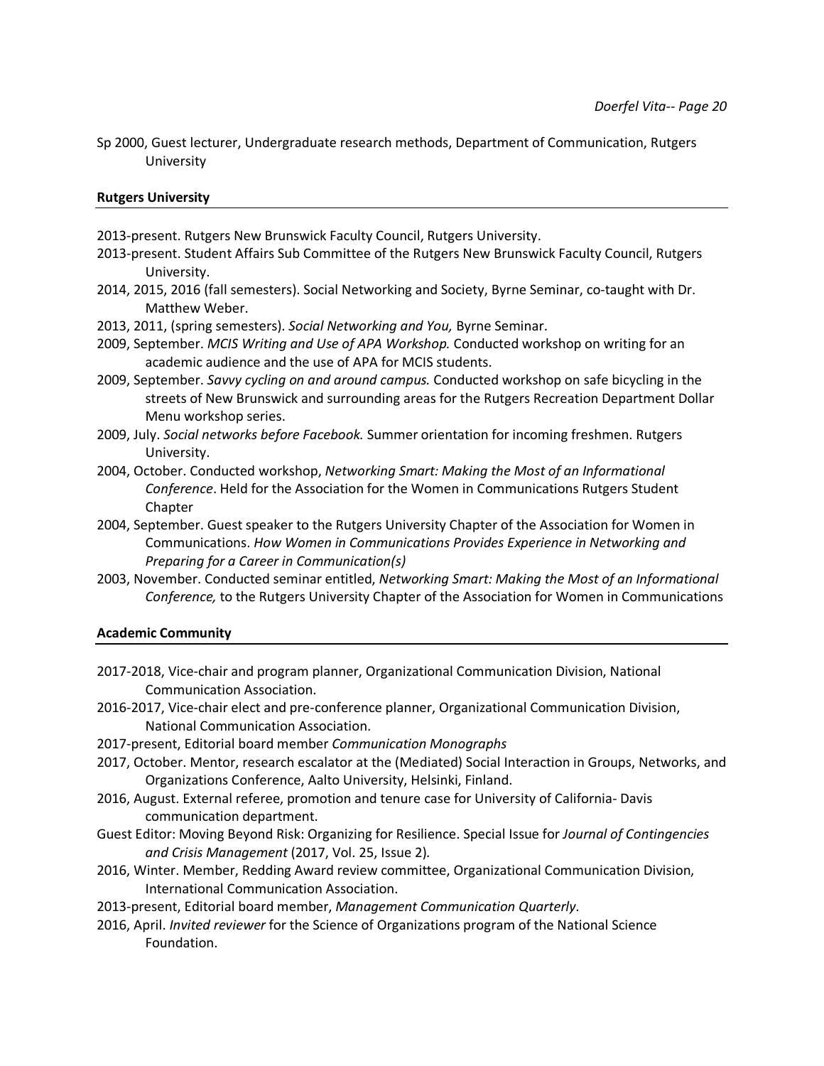Sp 2000, Guest lecturer, Undergraduate research methods, Department of Communication, Rutgers University

**Rutgers University**

2013-present. Rutgers New Brunswick Faculty Council, Rutgers University.

2013-present. Student Affairs Sub Committee of the Rutgers New Brunswick Faculty Council, Rutgers University.

2014, 2015, 2016 (fall semesters). Social Networking and Society, Byrne Seminar, co-taught with Dr. Matthew Weber.

2013, 2011, (spring semesters). *Social Networking and You,* Byrne Seminar.

2009, September. *MCIS Writing and Use of APA Workshop.* Conducted workshop on writing for an academic audience and the use of APA for MCIS students.

2009, September. *Savvy cycling on and around campus.* Conducted workshop on safe bicycling in the streets of New Brunswick and surrounding areas for the Rutgers Recreation Department Dollar Menu workshop series.

2009, July. *Social networks before Facebook.* Summer orientation for incoming freshmen. Rutgers University.

2004, October. Conducted workshop, *Networking Smart: Making the Most of an Informational Conference*. Held for the Association for the Women in Communications Rutgers Student Chapter

2004, September. Guest speaker to the Rutgers University Chapter of the Association for Women in Communications. *How Women in Communications Provides Experience in Networking and Preparing for a Career in Communication(s)*

2003, November. Conducted seminar entitled, *Networking Smart: Making the Most of an Informational Conference,* to the Rutgers University Chapter of the Association for Women in Communications

**Academic Community**

2017-2018, Vice-chair and program planner, Organizational Communication Division, National Communication Association.

2016-2017, Vice-chair elect and pre-conference planner, Organizational Communication Division, National Communication Association.

2017-present, Editorial board member *Communication Monographs*

2017, October. Mentor, research escalator at the (Mediated) Social Interaction in Groups, Networks, and Organizations Conference, Aalto University, Helsinki, Finland.

2016, August. External referee, promotion and tenure case for University of California- Davis communication department.

Guest Editor: Moving Beyond Risk: Organizing for Resilience. Special Issue for *Journal of Contingencies and Crisis Management* (2017, Vol. 25, Issue 2)*.*

2016, Winter. Member, Redding Award review committee, Organizational Communication Division, International Communication Association.

2013-present, Editorial board member, *Management Communication Quarterly*.

2016, April. *Invited reviewer* for the Science of Organizations program of the National Science Foundation.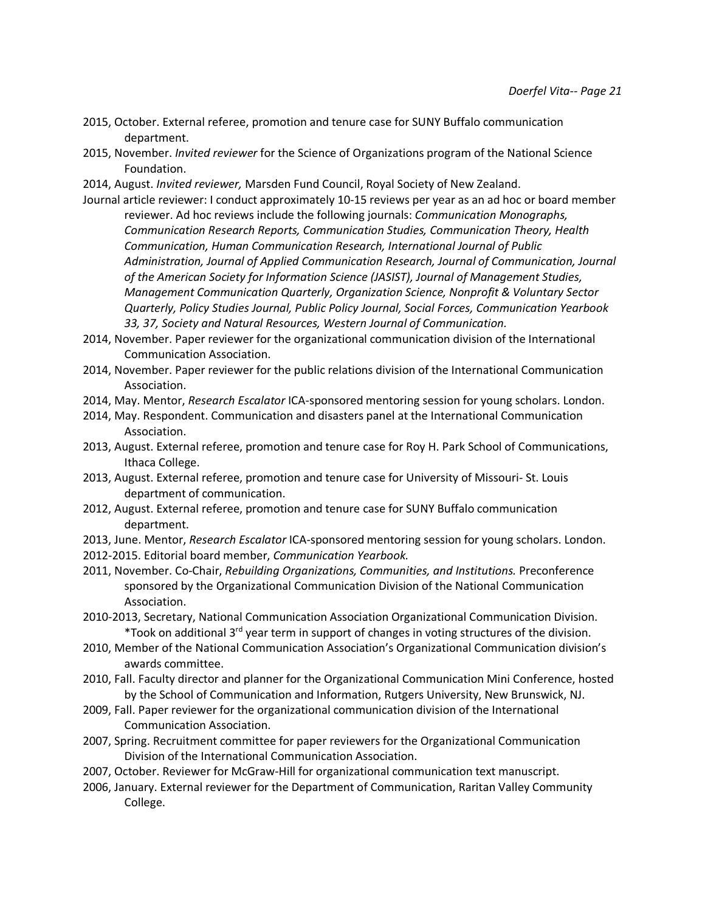2015, October. External referee, promotion and tenure case for SUNY Buffalo communication department.

2015, November. *Invited reviewer* for the Science of Organizations program of the National Science Foundation.

2014, August. *Invited reviewer,* Marsden Fund Council, Royal Society of New Zealand.

Journal article reviewer: I conduct approximately 10-15 reviews per year as an ad hoc or board member reviewer. Ad hoc reviews include the following journals: *Communication Monographs, Communication Research Reports, Communication Studies, Communication Theory, Health Communication, Human Communication Research, International Journal of Public Administration, Journal of Applied Communication Research, Journal of Communication, Journal of the American Society for Information Science (JASIST), Journal of Management Studies, Management Communication Quarterly, Organization Science, Nonprofit & Voluntary Sector Quarterly, Policy Studies Journal, Public Policy Journal, Social Forces, Communication Yearbook 33, 37, Society and Natural Resources, Western Journal of Communication.*

2014, November. Paper reviewer for the organizational communication division of the International Communication Association.

2014, November. Paper reviewer for the public relations division of the International Communication Association.

2014, May. Mentor, *Research Escalator* ICA-sponsored mentoring session for young scholars. London.

2014, May. Respondent. Communication and disasters panel at the International Communication Association.

2013, August. External referee, promotion and tenure case for Roy H. Park School of Communications, Ithaca College.

2013, August. External referee, promotion and tenure case for University of Missouri- St. Louis department of communication.

2012, August. External referee, promotion and tenure case for SUNY Buffalo communication department.

2013, June. Mentor, *Research Escalator* ICA-sponsored mentoring session for young scholars. London.

2012-2015. Editorial board member, *Communication Yearbook.*

2011, November. Co-Chair, *Rebuilding Organizations, Communities, and Institutions.* Preconference sponsored by the Organizational Communication Division of the National Communication Association.

2010-2013, Secretary, National Communication Association Organizational Communication Division. *Took on additional 3rd year term in support of changes in voting structures of the division.

2010, Member of the National Communication Association's Organizational Communication division's awards committee.

2010, Fall. Faculty director and planner for the Organizational Communication Mini Conference, hosted by the School of Communication and Information, Rutgers University, New Brunswick, NJ.

2009, Fall. Paper reviewer for the organizational communication division of the International Communication Association.

2007, Spring. Recruitment committee for paper reviewers for the Organizational Communication Division of the International Communication Association.

2007, October. Reviewer for McGraw-Hill for organizational communication text manuscript.

2006, January. External reviewer for the Department of Communication, Raritan Valley Community College.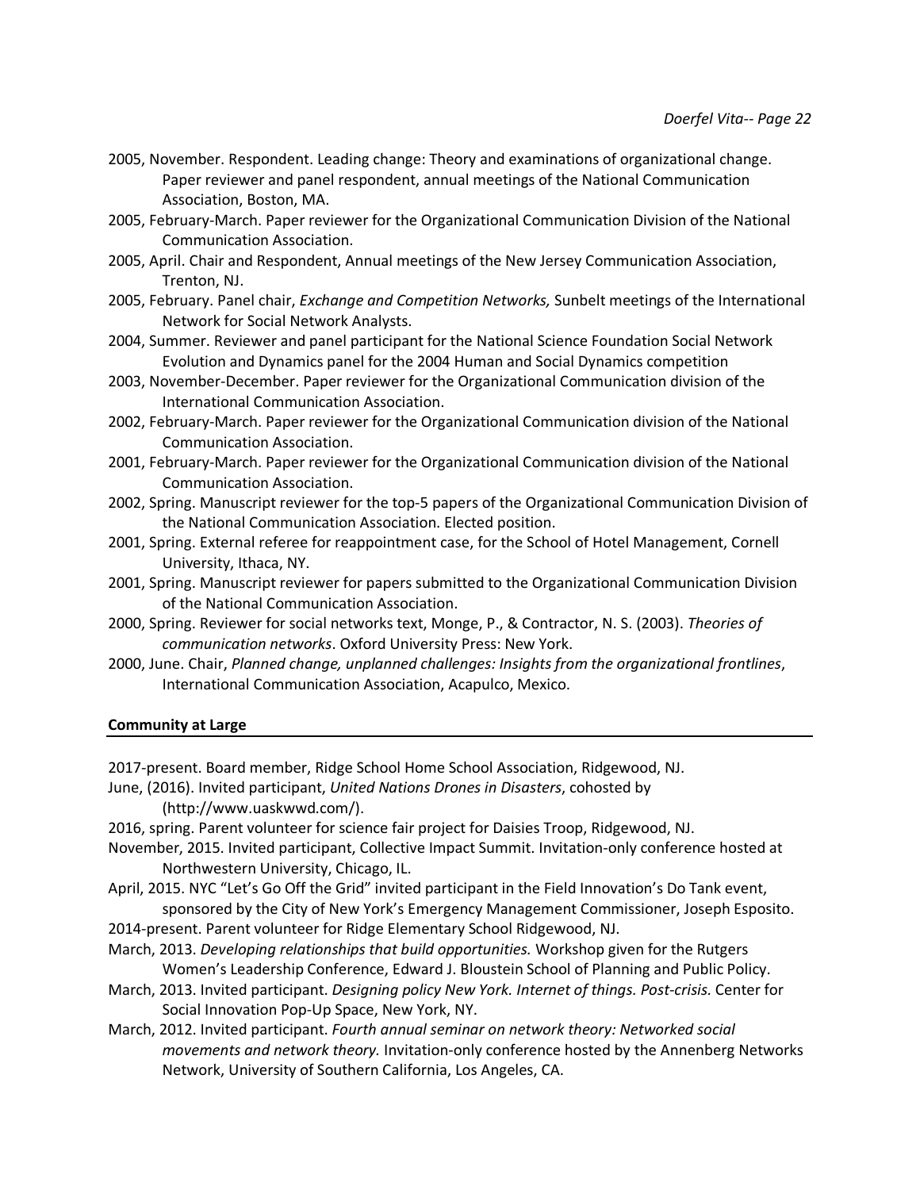2005, November. Respondent. Leading change: Theory and examinations of organizational change. Paper reviewer and panel respondent, annual meetings of the National Communication Association, Boston, MA.

2005, February-March. Paper reviewer for the Organizational Communication Division of the National Communication Association.

2005, April. Chair and Respondent, Annual meetings of the New Jersey Communication Association, Trenton, NJ.

2005, February. Panel chair, *Exchange and Competition Networks,* Sunbelt meetings of the International Network for Social Network Analysts.

2004, Summer. Reviewer and panel participant for the National Science Foundation Social Network Evolution and Dynamics panel for the 2004 Human and Social Dynamics competition

2003, November-December. Paper reviewer for the Organizational Communication division of the International Communication Association.

2002, February-March. Paper reviewer for the Organizational Communication division of the National Communication Association.

2001, February-March. Paper reviewer for the Organizational Communication division of the National Communication Association.

2002, Spring. Manuscript reviewer for the top-5 papers of the Organizational Communication Division of the National Communication Association. Elected position.

2001, Spring. External referee for reappointment case, for the School of Hotel Management, Cornell University, Ithaca, NY.

2001, Spring. Manuscript reviewer for papers submitted to the Organizational Communication Division of the National Communication Association.

2000, Spring. Reviewer for social networks text, Monge, P., & Contractor, N. S. (2003). *Theories of communication networks*. Oxford University Press: New York.

2000, June. Chair, *Planned change, unplanned challenges: Insights from the organizational frontlines*, International Communication Association, Acapulco, Mexico.

**Community at Large**

2017-present. Board member, Ridge School Home School Association, Ridgewood, NJ.

June, (2016). Invited participant, *United Nations Drones in Disasters*, cohosted by (http://www.uaskwwd.com/).

2016, spring. Parent volunteer for science fair project for Daisies Troop, Ridgewood, NJ.

November, 2015. Invited participant, Collective Impact Summit. Invitation-only conference hosted at Northwestern University, Chicago, IL.

April, 2015. NYC "Let's Go Off the Grid" invited participant in the Field Innovation's Do Tank event, sponsored by the City of New York's Emergency Management Commissioner, Joseph Esposito.

2014-present. Parent volunteer for Ridge Elementary School Ridgewood, NJ.

March, 2013. *Developing relationships that build opportunities.* Workshop given for the Rutgers Women's Leadership Conference, Edward J. Bloustein School of Planning and Public Policy.

March, 2013. Invited participant. *Designing policy New York. Internet of things. Post-crisis.* Center for Social Innovation Pop-Up Space, New York, NY.

March, 2012. Invited participant. *Fourth annual seminar on network theory: Networked social movements and network theory.* Invitation-only conference hosted by the Annenberg Networks Network, University of Southern California, Los Angeles, CA.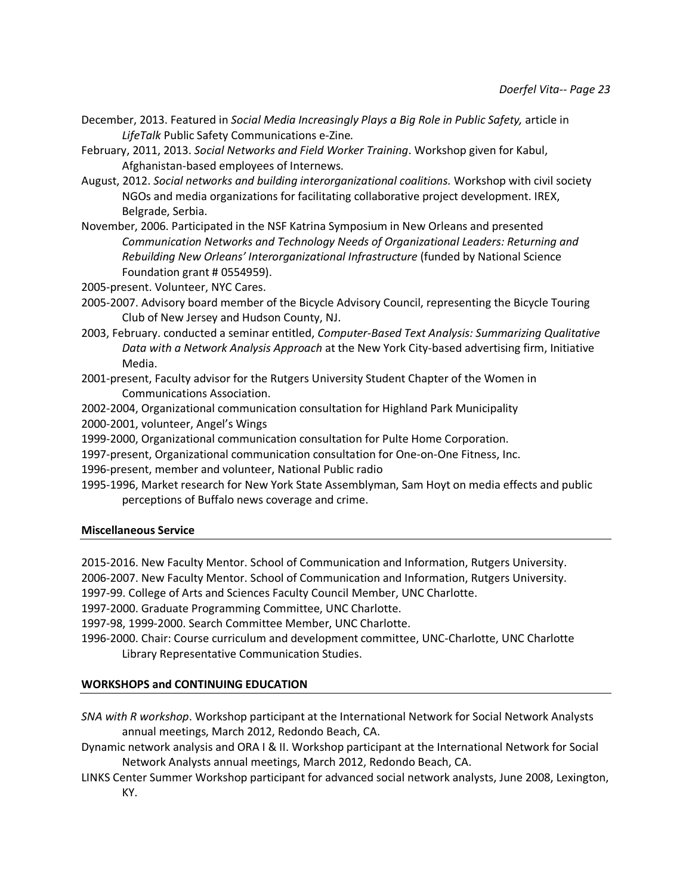December, 2013. Featured in *Social Media Increasingly Plays a Big Role in Public Safety,* article in *LifeTalk* Public Safety Communications e-Zine*.*

February, 2011, 2013. *Social Networks and Field Worker Training*. Workshop given for Kabul, Afghanistan-based employees of Internews.

August, 2012. *Social networks and building interorganizational coalitions.* Workshop with civil society NGOs and media organizations for facilitating collaborative project development. IREX, Belgrade, Serbia.

November, 2006. Participated in the NSF Katrina Symposium in New Orleans and presented *Communication Networks and Technology Needs of Organizational Leaders: Returning and Rebuilding New Orleans' Interorganizational Infrastructure* (funded by National Science Foundation grant # 0554959).

2005-present. Volunteer, NYC Cares.

2005-2007. Advisory board member of the Bicycle Advisory Council, representing the Bicycle Touring Club of New Jersey and Hudson County, NJ.

2003, February. conducted a seminar entitled, *Computer-Based Text Analysis: Summarizing Qualitative Data with a Network Analysis Approach* at the New York City-based advertising firm, Initiative Media.

2001-present, Faculty advisor for the Rutgers University Student Chapter of the Women in Communications Association.

2002-2004, Organizational communication consultation for Highland Park Municipality

2000-2001, volunteer, Angel's Wings

1999-2000, Organizational communication consultation for Pulte Home Corporation.

1997-present, Organizational communication consultation for One-on-One Fitness, Inc.

1996-present, member and volunteer, National Public radio

1995-1996, Market research for New York State Assemblyman, Sam Hoyt on media effects and public perceptions of Buffalo news coverage and crime.

**Miscellaneous Service**

2015-2016. New Faculty Mentor. School of Communication and Information, Rutgers University.

2006-2007. New Faculty Mentor. School of Communication and Information, Rutgers University.

1997-99. College of Arts and Sciences Faculty Council Member, UNC Charlotte.

1997-2000. Graduate Programming Committee, UNC Charlotte.

1997-98, 1999-2000. Search Committee Member, UNC Charlotte.

1996-2000. Chair: Course curriculum and development committee, UNC-Charlotte, UNC Charlotte Library Representative Communication Studies.

**WORKSHOPS and CONTINUING EDUCATION**

*SNA with R workshop*. Workshop participant at the International Network for Social Network Analysts annual meetings, March 2012, Redondo Beach, CA.

Dynamic network analysis and ORA I & II. Workshop participant at the International Network for Social Network Analysts annual meetings, March 2012, Redondo Beach, CA.

LINKS Center Summer Workshop participant for advanced social network analysts, June 2008, Lexington, KY.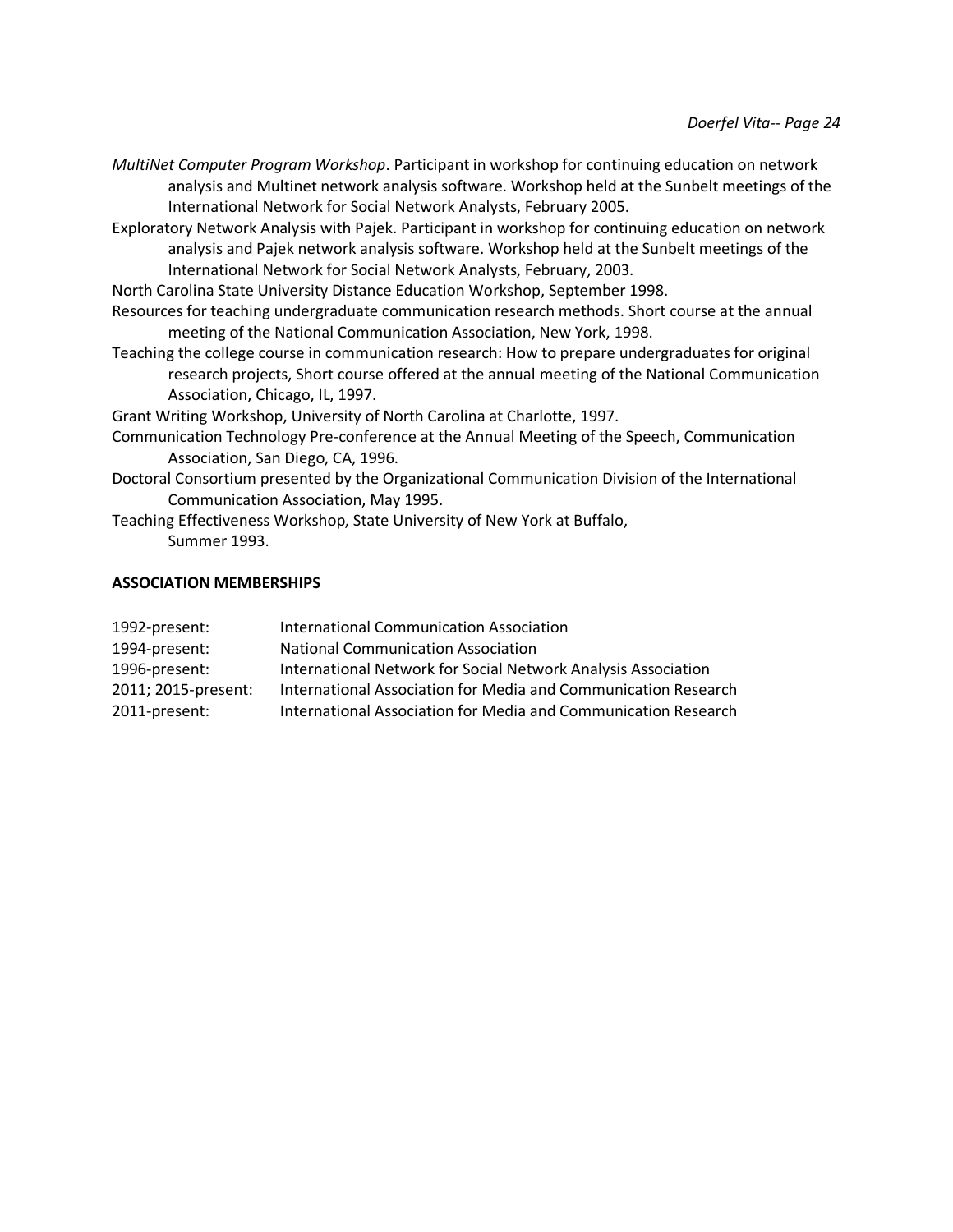*MultiNet Computer Program Workshop*. Participant in workshop for continuing education on network analysis and Multinet network analysis software. Workshop held at the Sunbelt meetings of the International Network for Social Network Analysts, February 2005.

Exploratory Network Analysis with Pajek. Participant in workshop for continuing education on network analysis and Pajek network analysis software. Workshop held at the Sunbelt meetings of the International Network for Social Network Analysts, February, 2003.

North Carolina State University Distance Education Workshop, September 1998.

Resources for teaching undergraduate communication research methods. Short course at the annual meeting of the National Communication Association, New York, 1998.

Teaching the college course in communication research: How to prepare undergraduates for original research projects, Short course offered at the annual meeting of the National Communication Association, Chicago, IL, 1997.

Grant Writing Workshop, University of North Carolina at Charlotte, 1997.

Communication Technology Pre-conference at the Annual Meeting of the Speech, Communication Association, San Diego, CA, 1996.

Doctoral Consortium presented by the Organizational Communication Division of the International Communication Association, May 1995.

Teaching Effectiveness Workshop, State University of New York at Buffalo, Summer 1993.

**ASSOCIATION MEMBERSHIPS**

| | |
|---|---|
| 1992-present: | International Communication Association |
| 1994-present: | National Communication Association |
| 1996-present: | International Network for Social Network Analysis Association |
| 2011; 2015-present: | International Association for Media and Communication Research |
| 2011-present: | International Association for Media and Communication Research |